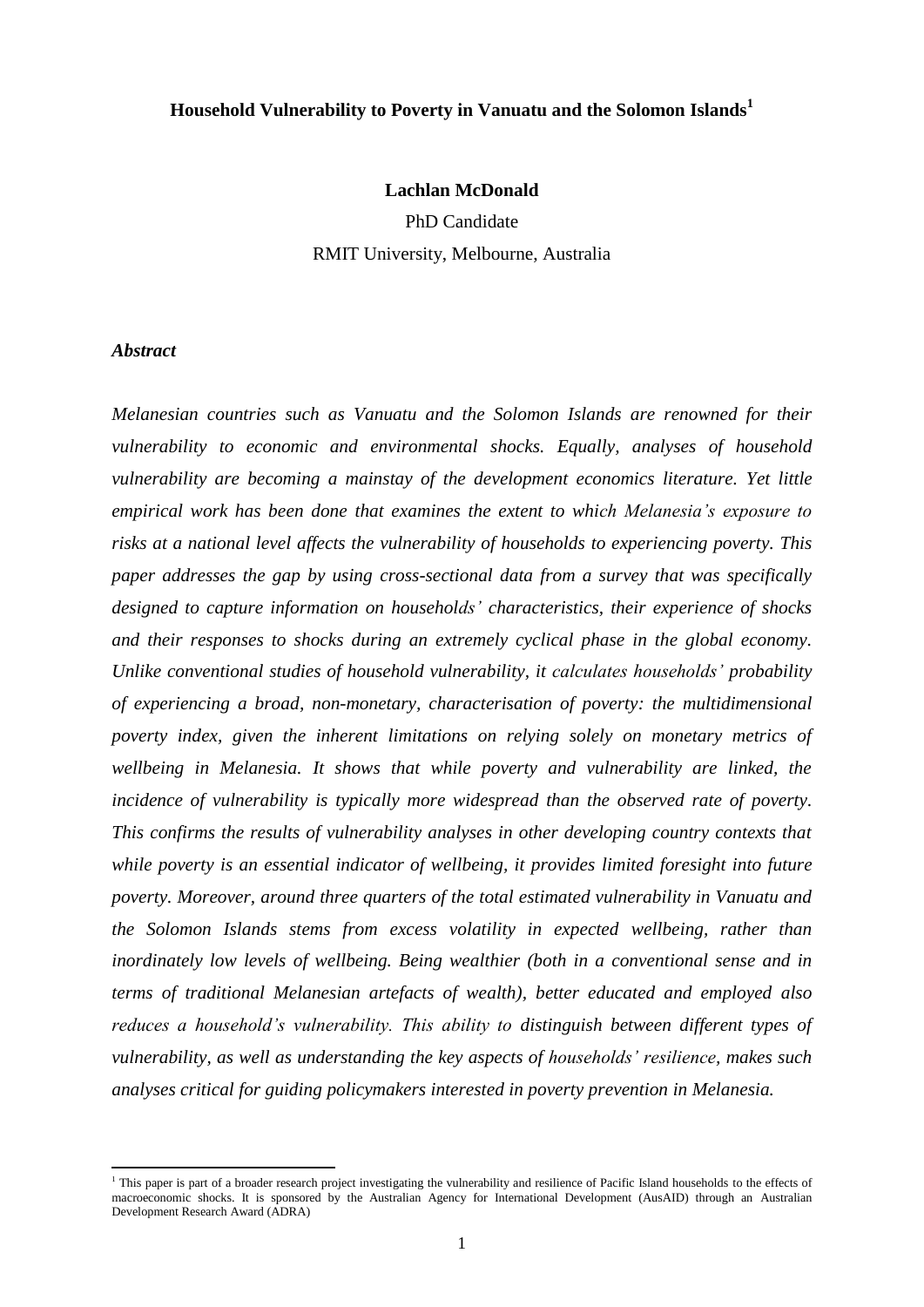# Household Vulnerability to Poverty in Vanuatu and the Solomon Islands[1]

**Lachlan McDonald**

PhD Candidate

RMIT University, Melbourne, Australia

### *Abstract*

*Melanesian countries such as Vanuatu and the Solomon Islands are renowned for their vulnerability to economic and environmental shocks. Equally, analyses of household vulnerability are becoming a mainstay of the development economics literature. Yet little empirical work has been done that examines the extent to which Melanesia's exposure to risks at a national level affects the vulnerability of households to experiencing poverty. This paper addresses the gap by using cross-sectional data from a survey that was specifically designed to capture information on households' characteristics, their experience of shocks and their responses to shocks during an extremely cyclical phase in the global economy. Unlike conventional studies of household vulnerability, it calculates households' probability of experiencing a broad, non-monetary, characterisation of poverty: the multidimensional poverty index, given the inherent limitations on relying solely on monetary metrics of wellbeing in Melanesia. It shows that while poverty and vulnerability are linked, the incidence of vulnerability is typically more widespread than the observed rate of poverty. This confirms the results of vulnerability analyses in other developing country contexts that while poverty is an essential indicator of wellbeing, it provides limited foresight into future poverty. Moreover, around three quarters of the total estimated vulnerability in Vanuatu and the Solomon Islands stems from excess volatility in expected wellbeing, rather than inordinately low levels of wellbeing. Being wealthier (both in a conventional sense and in terms of traditional Melanesian artefacts of wealth), better educated and employed also reduces a household's vulnerability. This ability to distinguish between different types of vulnerability, as well as understanding the key aspects of households' resilience, makes such analyses critical for guiding policymakers interested in poverty prevention in Melanesia.*

[1] This paper is part of a broader research project investigating the vulnerability and resilience of Pacific Island households to the effects of macroeconomic shocks. It is sponsored by the Australian Agency for International Development (AusAID) through an Australian Development Research Award (ADRA)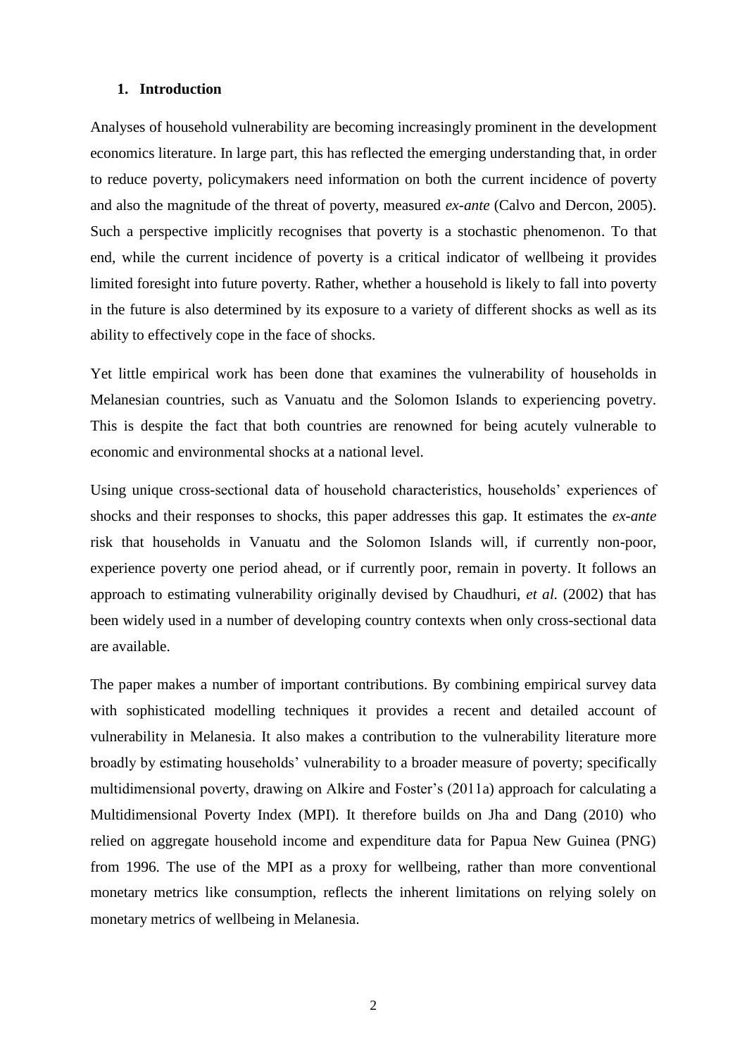## 1. Introduction

Analyses of household vulnerability are becoming increasingly prominent in the development economics literature. In large part, this has reflected the emerging understanding that, in order to reduce poverty, policymakers need information on both the current incidence of poverty and also the magnitude of the threat of poverty, measured *ex-ante* (Calvo and Dercon, 2005). Such a perspective implicitly recognises that poverty is a stochastic phenomenon. To that end, while the current incidence of poverty is a critical indicator of wellbeing it provides limited foresight into future poverty. Rather, whether a household is likely to fall into poverty in the future is also determined by its exposure to a variety of different shocks as well as its ability to effectively cope in the face of shocks.

Yet little empirical work has been done that examines the vulnerability of households in Melanesian countries, such as Vanuatu and the Solomon Islands to experiencing povetry. This is despite the fact that both countries are renowned for being acutely vulnerable to economic and environmental shocks at a national level.

Using unique cross-sectional data of household characteristics, households' experiences of shocks and their responses to shocks, this paper addresses this gap. It estimates the *ex-ante* risk that households in Vanuatu and the Solomon Islands will, if currently non-poor, experience poverty one period ahead, or if currently poor, remain in poverty. It follows an approach to estimating vulnerability originally devised by Chaudhuri, *et al.* (2002) that has been widely used in a number of developing country contexts when only cross-sectional data are available.

The paper makes a number of important contributions. By combining empirical survey data with sophisticated modelling techniques it provides a recent and detailed account of vulnerability in Melanesia. It also makes a contribution to the vulnerability literature more broadly by estimating households' vulnerability to a broader measure of poverty; specifically multidimensional poverty, drawing on Alkire and Foster's (2011a) approach for calculating a Multidimensional Poverty Index (MPI). It therefore builds on Jha and Dang (2010) who relied on aggregate household income and expenditure data for Papua New Guinea (PNG) from 1996. The use of the MPI as a proxy for wellbeing, rather than more conventional monetary metrics like consumption, reflects the inherent limitations on relying solely on monetary metrics of wellbeing in Melanesia.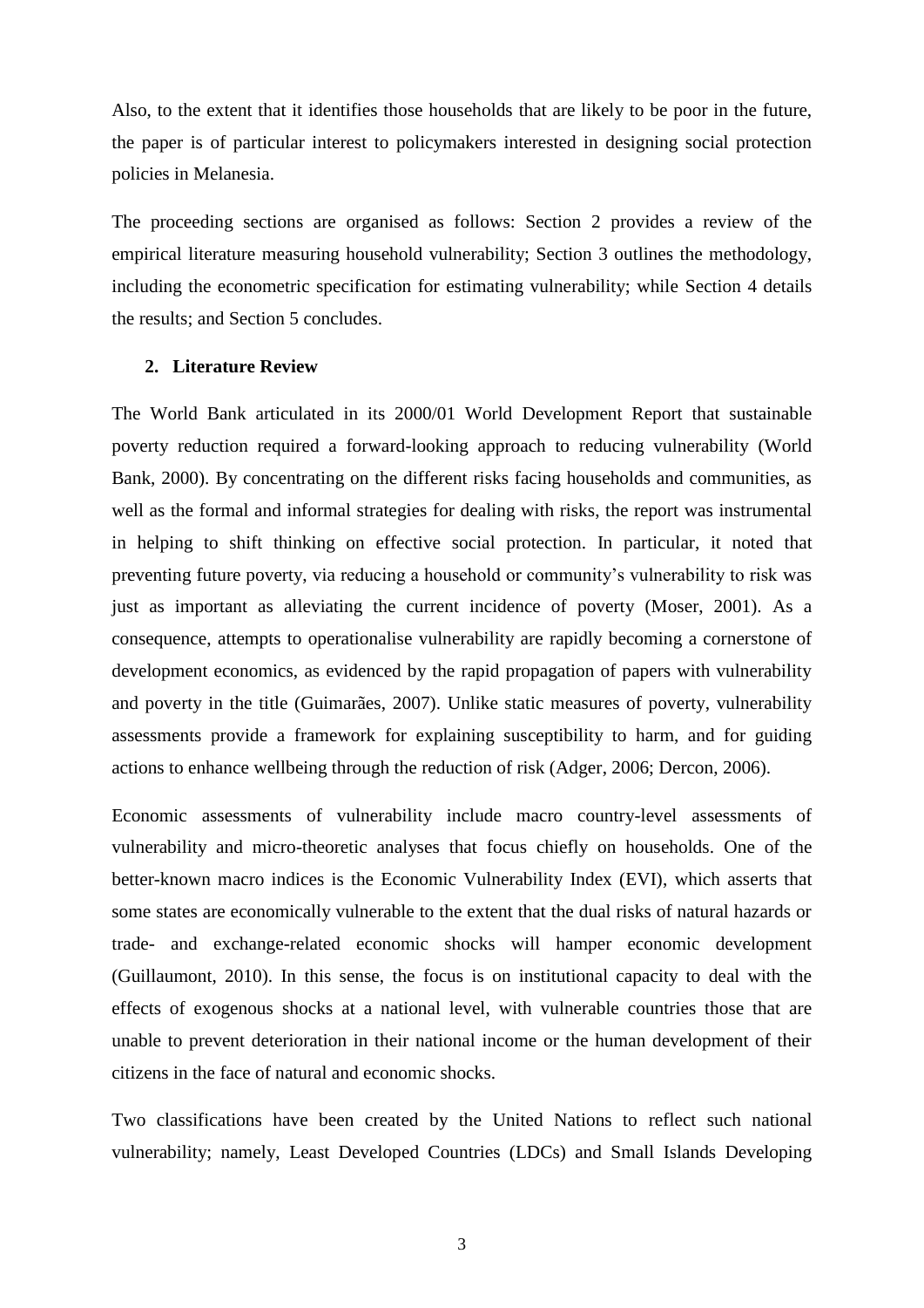Also, to the extent that it identifies those households that are likely to be poor in the future, the paper is of particular interest to policymakers interested in designing social protection policies in Melanesia.

The proceeding sections are organised as follows: Section 2 provides a review of the empirical literature measuring household vulnerability; Section 3 outlines the methodology, including the econometric specification for estimating vulnerability; while Section 4 details the results; and Section 5 concludes.

## 2. Literature Review

The World Bank articulated in its 2000/01 World Development Report that sustainable poverty reduction required a forward-looking approach to reducing vulnerability (World Bank, 2000). By concentrating on the different risks facing households and communities, as well as the formal and informal strategies for dealing with risks, the report was instrumental in helping to shift thinking on effective social protection. In particular, it noted that preventing future poverty, via reducing a household or community's vulnerability to risk was just as important as alleviating the current incidence of poverty (Moser, 2001). As a consequence, attempts to operationalise vulnerability are rapidly becoming a cornerstone of development economics, as evidenced by the rapid propagation of papers with vulnerability and poverty in the title (Guimarães, 2007). Unlike static measures of poverty, vulnerability assessments provide a framework for explaining susceptibility to harm, and for guiding actions to enhance wellbeing through the reduction of risk (Adger, 2006; Dercon, 2006).

Economic assessments of vulnerability include macro country-level assessments of vulnerability and micro-theoretic analyses that focus chiefly on households. One of the better-known macro indices is the Economic Vulnerability Index (EVI), which asserts that some states are economically vulnerable to the extent that the dual risks of natural hazards or trade- and exchange-related economic shocks will hamper economic development (Guillaumont, 2010). In this sense, the focus is on institutional capacity to deal with the effects of exogenous shocks at a national level, with vulnerable countries those that are unable to prevent deterioration in their national income or the human development of their citizens in the face of natural and economic shocks.

Two classifications have been created by the United Nations to reflect such national vulnerability; namely, Least Developed Countries (LDCs) and Small Islands Developing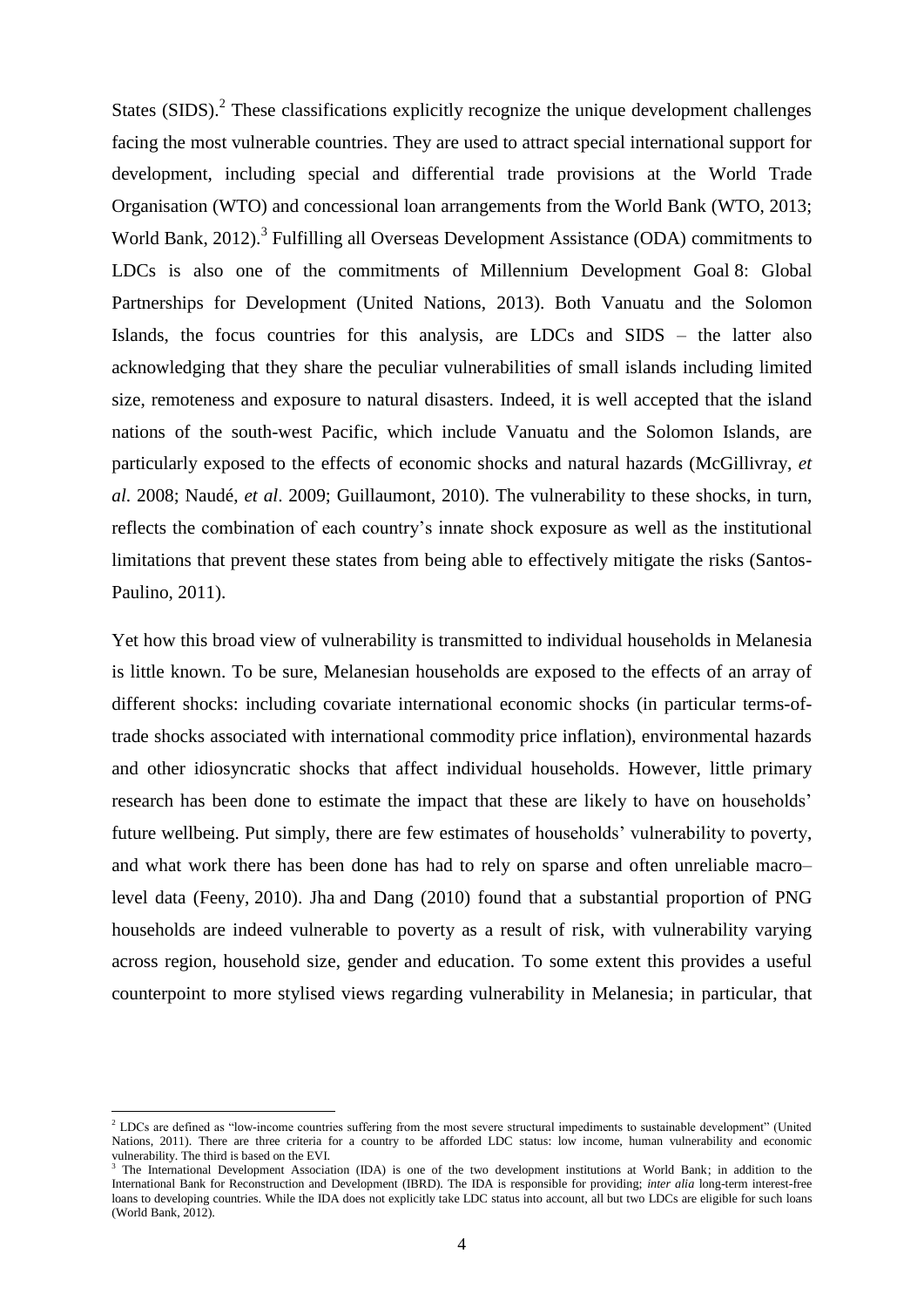States (SIDS).[2] These classifications explicitly recognize the unique development challenges facing the most vulnerable countries. They are used to attract special international support for development, including special and differential trade provisions at the World Trade Organisation (WTO) and concessional loan arrangements from the World Bank (WTO, 2013; World Bank, 2012).[3] Fulfilling all Overseas Development Assistance (ODA) commitments to LDCs is also one of the commitments of Millennium Development Goal 8: Global Partnerships for Development (United Nations, 2013). Both Vanuatu and the Solomon Islands, the focus countries for this analysis, are LDCs and SIDS – the latter also acknowledging that they share the peculiar vulnerabilities of small islands including limited size, remoteness and exposure to natural disasters. Indeed, it is well accepted that the island nations of the south-west Pacific, which include Vanuatu and the Solomon Islands, are particularly exposed to the effects of economic shocks and natural hazards (McGillivray, *et al*. 2008; Naudé, *et al*. 2009; Guillaumont, 2010). The vulnerability to these shocks, in turn, reflects the combination of each country's innate shock exposure as well as the institutional limitations that prevent these states from being able to effectively mitigate the risks (Santos-Paulino, 2011).

Yet how this broad view of vulnerability is transmitted to individual households in Melanesia is little known. To be sure, Melanesian households are exposed to the effects of an array of different shocks: including covariate international economic shocks (in particular terms-of-trade shocks associated with international commodity price inflation), environmental hazards and other idiosyncratic shocks that affect individual households. However, little primary research has been done to estimate the impact that these are likely to have on households' future wellbeing. Put simply, there are few estimates of households' vulnerability to poverty, and what work there has been done has had to rely on sparse and often unreliable macro–level data (Feeny, 2010). Jha and Dang (2010) found that a substantial proportion of PNG households are indeed vulnerable to poverty as a result of risk, with vulnerability varying across region, household size, gender and education. To some extent this provides a useful counterpoint to more stylised views regarding vulnerability in Melanesia; in particular, that

[2] LDCs are defined as "low-income countries suffering from the most severe structural impediments to sustainable development" (United Nations, 2011). There are three criteria for a country to be afforded LDC status: low income, human vulnerability and economic vulnerability. The third is based on the EVI.

[3] The International Development Association (IDA) is one of the two development institutions at World Bank; in addition to the International Bank for Reconstruction and Development (IBRD). The IDA is responsible for providing; *inter alia* long-term interest-free loans to developing countries. While the IDA does not explicitly take LDC status into account, all but two LDCs are eligible for such loans (World Bank, 2012).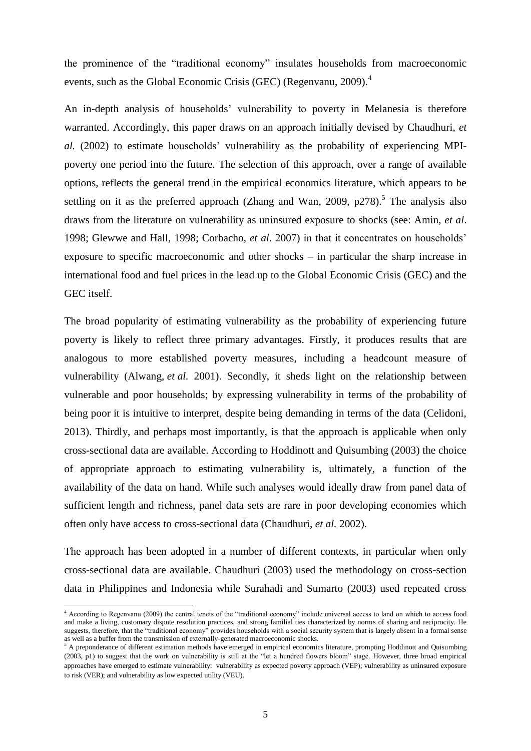the prominence of the "traditional economy" insulates households from macroeconomic events, such as the Global Economic Crisis (GEC) (Regenvanu, 2009).[4]

An in-depth analysis of households' vulnerability to poverty in Melanesia is therefore warranted. Accordingly, this paper draws on an approach initially devised by Chaudhuri, *et al.* (2002) to estimate households' vulnerability as the probability of experiencing MPI-poverty one period into the future. The selection of this approach, over a range of available options, reflects the general trend in the empirical economics literature, which appears to be settling on it as the preferred approach (Zhang and Wan, 2009, p278).[5] The analysis also draws from the literature on vulnerability as uninsured exposure to shocks (see: Amin, *et al*. 1998; Glewwe and Hall, 1998; Corbacho, *et al*. 2007) in that it concentrates on households' exposure to specific macroeconomic and other shocks – in particular the sharp increase in international food and fuel prices in the lead up to the Global Economic Crisis (GEC) and the GEC itself.

The broad popularity of estimating vulnerability as the probability of experiencing future poverty is likely to reflect three primary advantages. Firstly, it produces results that are analogous to more established poverty measures, including a headcount measure of vulnerability (Alwang, *et al.* 2001). Secondly, it sheds light on the relationship between vulnerable and poor households; by expressing vulnerability in terms of the probability of being poor it is intuitive to interpret, despite being demanding in terms of the data (Celidoni, 2013). Thirdly, and perhaps most importantly, is that the approach is applicable when only cross-sectional data are available. According to Hoddinott and Quisumbing (2003) the choice of appropriate approach to estimating vulnerability is, ultimately, a function of the availability of the data on hand. While such analyses would ideally draw from panel data of sufficient length and richness, panel data sets are rare in poor developing economies which often only have access to cross-sectional data (Chaudhuri, *et al.* 2002).

The approach has been adopted in a number of different contexts, in particular when only cross-sectional data are available. Chaudhuri (2003) used the methodology on cross-section data in Philippines and Indonesia while Surahadi and Sumarto (2003) used repeated cross

---

[4] According to Regenvanu (2009) the central tenets of the "traditional economy" include universal access to land on which to access food and make a living, customary dispute resolution practices, and strong familial ties characterized by norms of sharing and reciprocity. He suggests, therefore, that the "traditional economy" provides households with a social security system that is largely absent in a formal sense as well as a buffer from the transmission of externally-generated macroeconomic shocks.

[5] A preponderance of different estimation methods have emerged in empirical economics literature, prompting Hoddinott and Quisumbing (2003, p1) to suggest that the work on vulnerability is still at the "let a hundred flowers bloom" stage. However, three broad empirical approaches have emerged to estimate vulnerability: vulnerability as expected poverty approach (VEP); vulnerability as uninsured exposure to risk (VER); and vulnerability as low expected utility (VEU).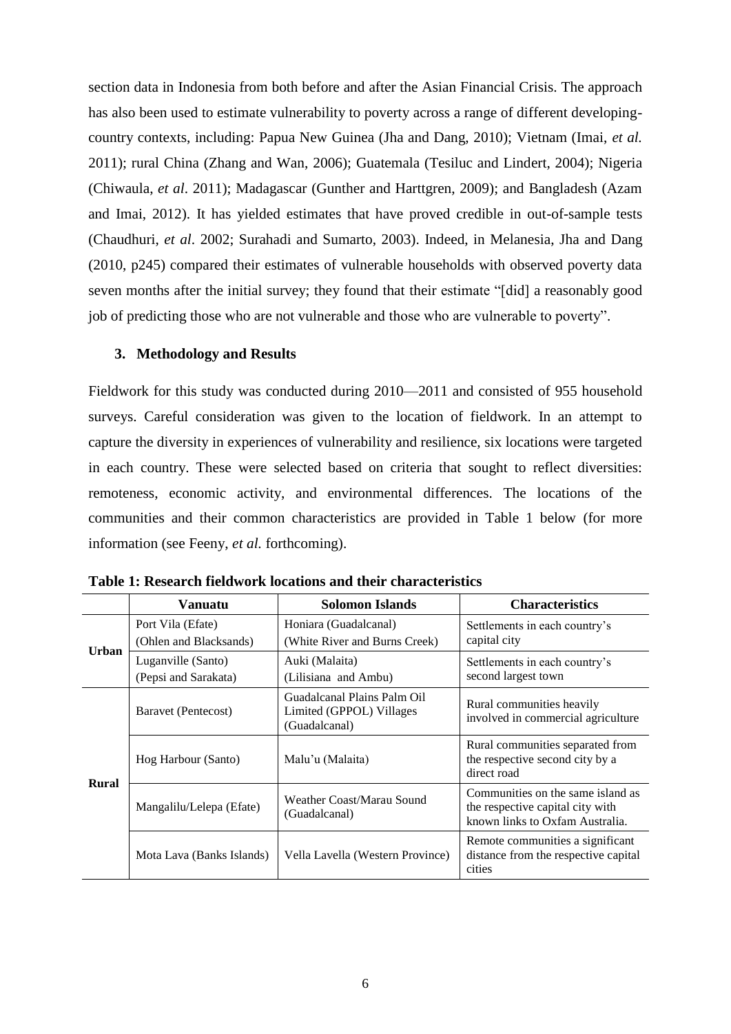section data in Indonesia from both before and after the Asian Financial Crisis. The approach has also been used to estimate vulnerability to poverty across a range of different developing-country contexts, including: Papua New Guinea (Jha and Dang, 2010); Vietnam (Imai, *et al.* 2011); rural China (Zhang and Wan, 2006); Guatemala (Tesiluc and Lindert, 2004); Nigeria (Chiwaula, *et al*. 2011); Madagascar (Gunther and Harttgren, 2009); and Bangladesh (Azam and Imai, 2012). It has yielded estimates that have proved credible in out-of-sample tests (Chaudhuri, *et al*. 2002; Surahadi and Sumarto, 2003). Indeed, in Melanesia, Jha and Dang (2010, p245) compared their estimates of vulnerable households with observed poverty data seven months after the initial survey; they found that their estimate "[did] a reasonably good job of predicting those who are not vulnerable and those who are vulnerable to poverty".

## 3. Methodology and Results

Fieldwork for this study was conducted during 2010—2011 and consisted of 955 household surveys. Careful consideration was given to the location of fieldwork. In an attempt to capture the diversity in experiences of vulnerability and resilience, six locations were targeted in each country. These were selected based on criteria that sought to reflect diversities: remoteness, economic activity, and environmental differences. The locations of the communities and their common characteristics are provided in Table 1 below (for more information (see Feeny, *et al.* forthcoming).

**Table 1: Research fieldwork locations and their characteristics**

| | Vanuatu | Solomon Islands | Characteristics |
|---|---|---|---|
| Urban | Port Vila (Efate) (Ohlen and Blacksands) | Honiara (Guadalcanal) (White River and Burns Creek) | Settlements in each country's capital city |
| | Luganville (Santo) (Pepsi and Sarakata) | Auki (Malaita) (Lilisiana and Ambu) | Settlements in each country's second largest town |
| Rural | Baravet (Pentecost) | Guadalcanal Plains Palm Oil Limited (GPPOL) Villages (Guadalcanal) | Rural communities heavily involved in commercial agriculture |
| | Hog Harbour (Santo) | Malu'u (Malaita) | Rural communities separated from the respective second city by a direct road |
| | Mangalilu/Lelepa (Efate) | Weather Coast/Marau Sound (Guadalcanal) | Communities on the same island as the respective capital city with known links to Oxfam Australia. |
| | Mota Lava (Banks Islands) | Vella Lavella (Western Province) | Remote communities a significant distance from the respective capital cities |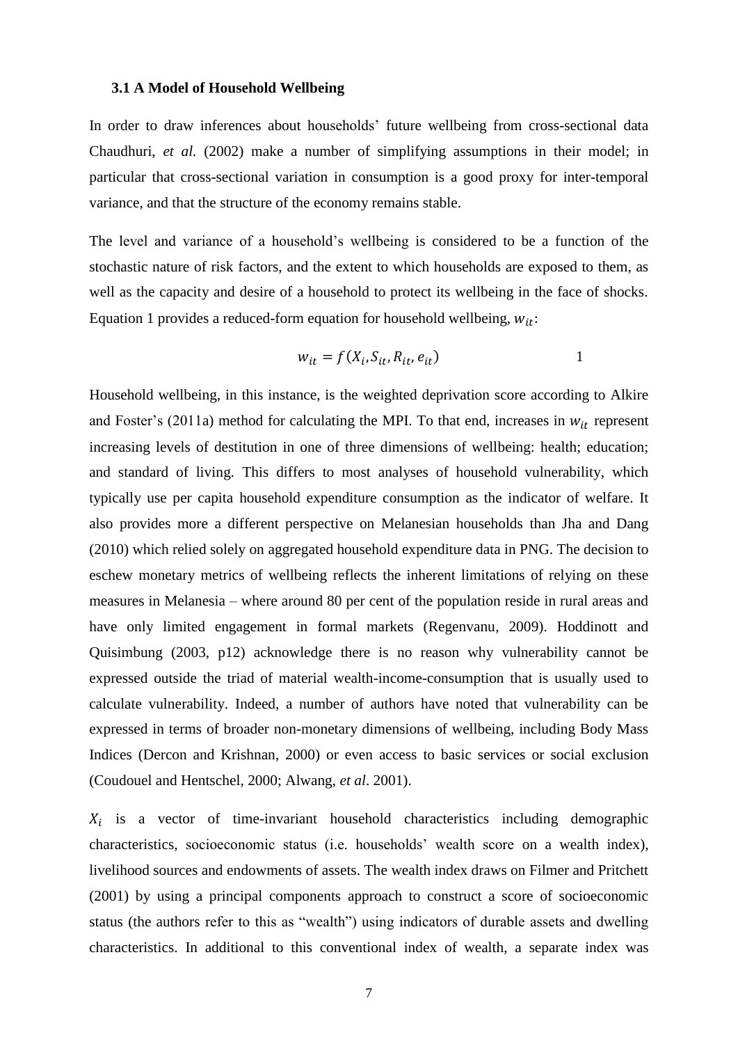### 3.1 A Model of Household Wellbeing

In order to draw inferences about households' future wellbeing from cross-sectional data Chaudhuri, *et al.* (2002) make a number of simplifying assumptions in their model; in particular that cross-sectional variation in consumption is a good proxy for inter-temporal variance, and that the structure of the economy remains stable.

The level and variance of a household's wellbeing is considered to be a function of the stochastic nature of risk factors, and the extent to which households are exposed to them, as well as the capacity and desire of a household to protect its wellbeing in the face of shocks. Equation 1 provides a reduced-form equation for household wellbeing, $w_{it}$:

$$w_{it} = f(X_i, S_{it}, R_{it}, e_{it}) \qquad 1$$

Household wellbeing, in this instance, is the weighted deprivation score according to Alkire and Foster's (2011a) method for calculating the MPI. To that end, increases in $w_{it}$ represent increasing levels of destitution in one of three dimensions of wellbeing: health; education; and standard of living. This differs to most analyses of household vulnerability, which typically use per capita household expenditure consumption as the indicator of welfare. It also provides more a different perspective on Melanesian households than Jha and Dang (2010) which relied solely on aggregated household expenditure data in PNG. The decision to eschew monetary metrics of wellbeing reflects the inherent limitations of relying on these measures in Melanesia – where around 80 per cent of the population reside in rural areas and have only limited engagement in formal markets (Regenvanu, 2009). Hoddinott and Quisimbung (2003, p12) acknowledge there is no reason why vulnerability cannot be expressed outside the triad of material wealth-income-consumption that is usually used to calculate vulnerability. Indeed, a number of authors have noted that vulnerability can be expressed in terms of broader non-monetary dimensions of wellbeing, including Body Mass Indices (Dercon and Krishnan, 2000) or even access to basic services or social exclusion (Coudouel and Hentschel, 2000; Alwang, *et al*. 2001).

$X_i$ is a vector of time-invariant household characteristics including demographic characteristics, socioeconomic status (i.e. households' wealth score on a wealth index), livelihood sources and endowments of assets. The wealth index draws on Filmer and Pritchett (2001) by using a principal components approach to construct a score of socioeconomic status (the authors refer to this as "wealth") using indicators of durable assets and dwelling characteristics. In additional to this conventional index of wealth, a separate index was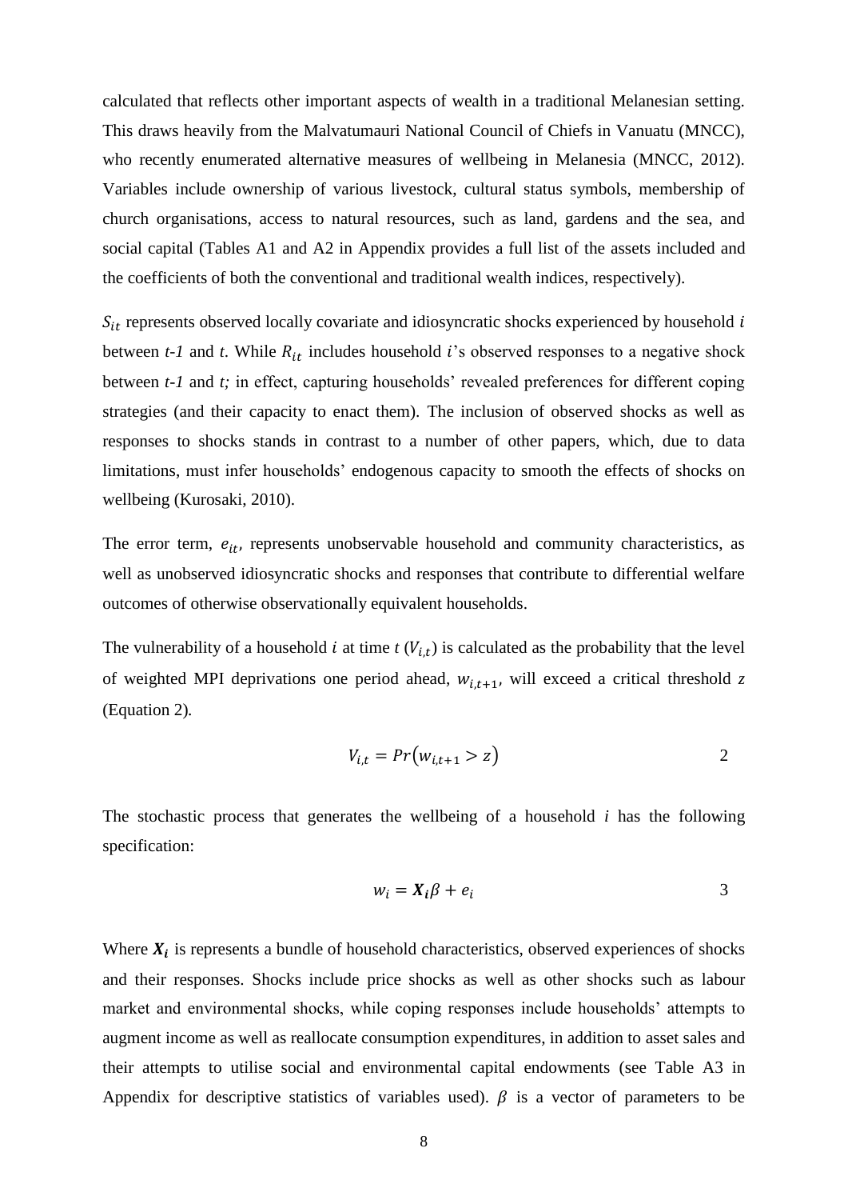calculated that reflects other important aspects of wealth in a traditional Melanesian setting. This draws heavily from the Malvatumauri National Council of Chiefs in Vanuatu (MNCC), who recently enumerated alternative measures of wellbeing in Melanesia (MNCC, 2012). Variables include ownership of various livestock, cultural status symbols, membership of church organisations, access to natural resources, such as land, gardens and the sea, and social capital (Tables A1 and A2 in Appendix provides a full list of the assets included and the coefficients of both the conventional and traditional wealth indices, respectively).

$S_{it}$ represents observed locally covariate and idiosyncratic shocks experienced by household $i$ between *t-1* and *t*. While $R_{it}$ includes household $i$'s observed responses to a negative shock between *t-1* and *t;* in effect, capturing households' revealed preferences for different coping strategies (and their capacity to enact them). The inclusion of observed shocks as well as responses to shocks stands in contrast to a number of other papers, which, due to data limitations, must infer households' endogenous capacity to smooth the effects of shocks on wellbeing (Kurosaki, 2010).

The error term, $e_{it}$, represents unobservable household and community characteristics, as well as unobserved idiosyncratic shocks and responses that contribute to differential welfare outcomes of otherwise observationally equivalent households.

The vulnerability of a household $i$ at time $t$ ($V_{i,t}$) is calculated as the probability that the level of weighted MPI deprivations one period ahead, $w_{i,t+1}$, will exceed a critical threshold $z$ (Equation 2).

$$V_{i,t} = Pr(w_{i,t+1} > z) \qquad 2$$

The stochastic process that generates the wellbeing of a household $i$ has the following specification:

$$w_i = \boldsymbol{X_i}\beta + e_i \qquad 3$$

Where $\boldsymbol{X_i}$ is represents a bundle of household characteristics, observed experiences of shocks and their responses. Shocks include price shocks as well as other shocks such as labour market and environmental shocks, while coping responses include households' attempts to augment income as well as reallocate consumption expenditures, in addition to asset sales and their attempts to utilise social and environmental capital endowments (see Table A3 in Appendix for descriptive statistics of variables used). $\beta$ is a vector of parameters to be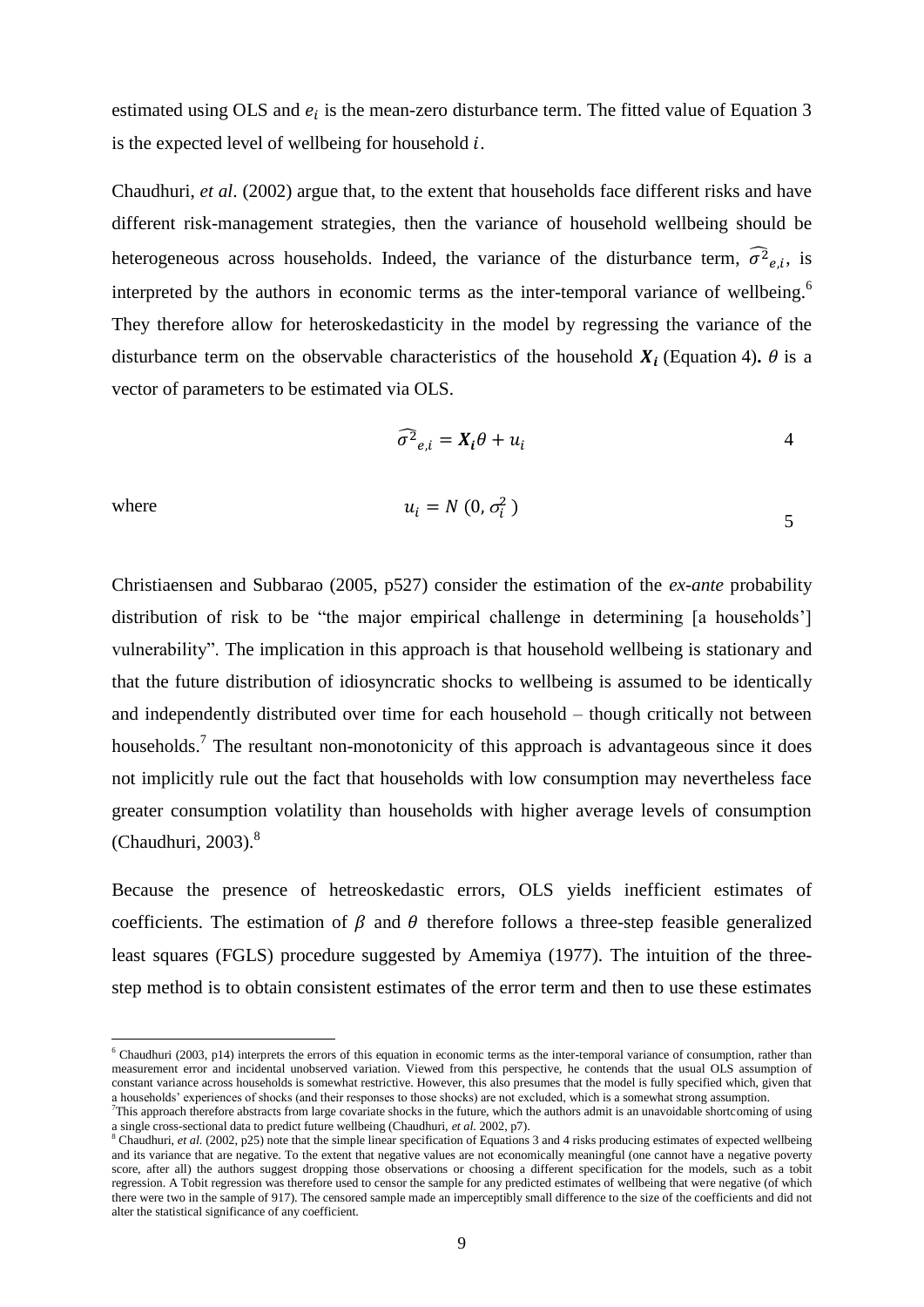estimated using OLS and $e_i$ is the mean-zero disturbance term. The fitted value of Equation 3 is the expected level of wellbeing for household $i$.

Chaudhuri, *et al*. (2002) argue that, to the extent that households face different risks and have different risk-management strategies, then the variance of household wellbeing should be heterogeneous across households. Indeed, the variance of the disturbance term, $\widehat{\sigma^2}_{e,i}$, is interpreted by the authors in economic terms as the inter-temporal variance of wellbeing.[6] They therefore allow for heteroskedasticity in the model by regressing the variance of the disturbance term on the observable characteristics of the household $\boldsymbol{X_i}$ (Equation 4). $\theta$ is a vector of parameters to be estimated via OLS.

$$\widehat{\sigma^2}_{e,i} = \boldsymbol{X_i}\theta + u_i \tag{4}$$

where

$$u_i = N\ (0, \sigma_i^2\ ) \tag{5}$$

Christiaensen and Subbarao (2005, p527) consider the estimation of the *ex-ante* probability distribution of risk to be "the major empirical challenge in determining [a households'] vulnerability". The implication in this approach is that household wellbeing is stationary and that the future distribution of idiosyncratic shocks to wellbeing is assumed to be identically and independently distributed over time for each household – though critically not between households.[7] The resultant non-monotonicity of this approach is advantageous since it does not implicitly rule out the fact that households with low consumption may nevertheless face greater consumption volatility than households with higher average levels of consumption (Chaudhuri, 2003).[8]

Because the presence of hetreoskedastic errors, OLS yields inefficient estimates of coefficients. The estimation of $\beta$ and $\theta$ therefore follows a three-step feasible generalized least squares (FGLS) procedure suggested by Amemiya (1977). The intuition of the three-step method is to obtain consistent estimates of the error term and then to use these estimates

---

[6] Chaudhuri (2003, p14) interprets the errors of this equation in economic terms as the inter-temporal variance of consumption, rather than measurement error and incidental unobserved variation. Viewed from this perspective, he contends that the usual OLS assumption of constant variance across households is somewhat restrictive. However, this also presumes that the model is fully specified which, given that a households' experiences of shocks (and their responses to those shocks) are not excluded, which is a somewhat strong assumption.

[7] This approach therefore abstracts from large covariate shocks in the future, which the authors admit is an unavoidable shortcoming of using a single cross-sectional data to predict future wellbeing (Chaudhuri, *et al.* 2002, p7).

[8] Chaudhuri, *et al.* (2002, p25) note that the simple linear specification of Equations 3 and 4 risks producing estimates of expected wellbeing and its variance that are negative. To the extent that negative values are not economically meaningful (one cannot have a negative poverty score, after all) the authors suggest dropping those observations or choosing a different specification for the models, such as a tobit regression. A Tobit regression was therefore used to censor the sample for any predicted estimates of wellbeing that were negative (of which there were two in the sample of 917). The censored sample made an imperceptibly small difference to the size of the coefficients and did not alter the statistical significance of any coefficient.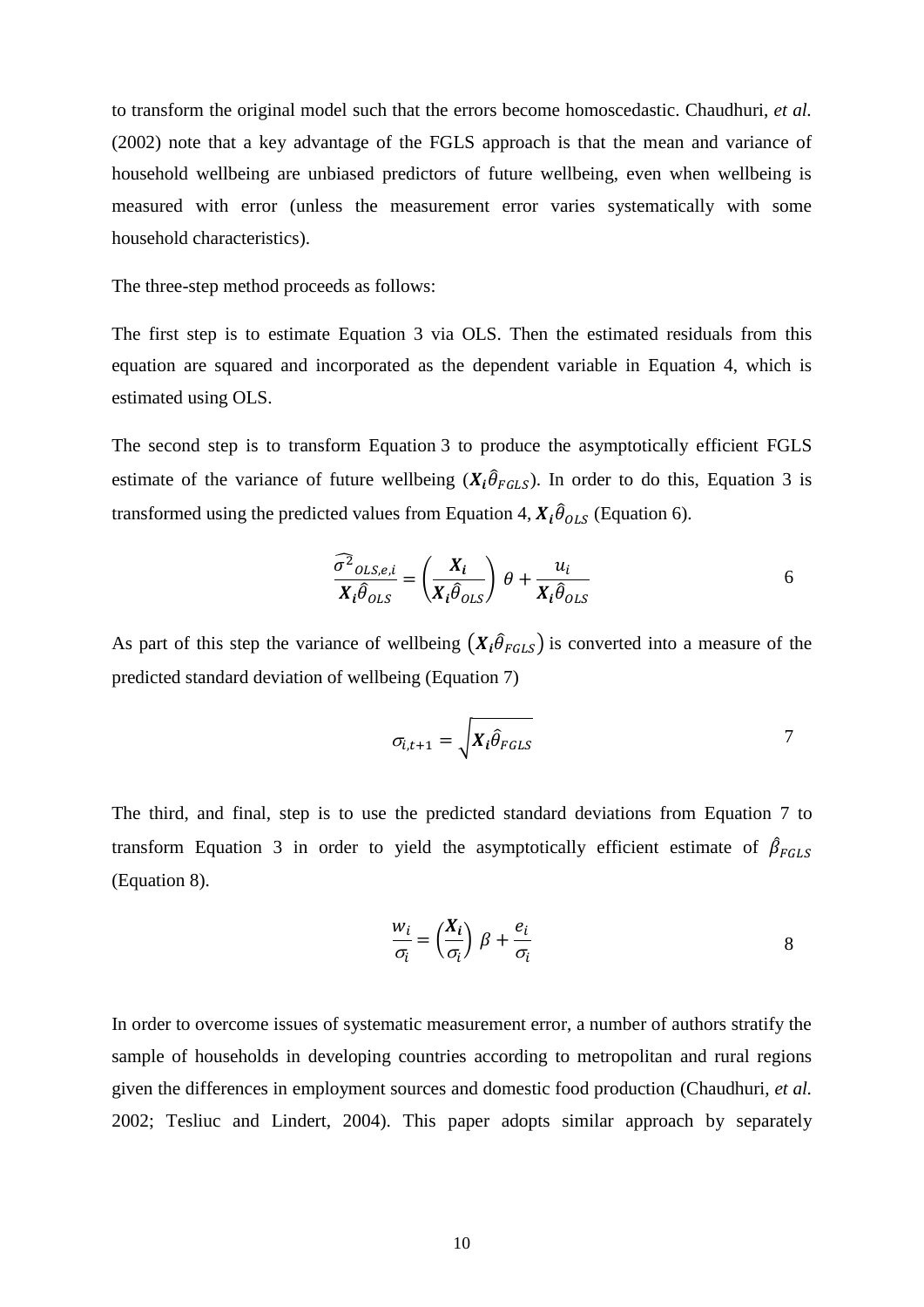to transform the original model such that the errors become homoscedastic. Chaudhuri, *et al.* (2002) note that a key advantage of the FGLS approach is that the mean and variance of household wellbeing are unbiased predictors of future wellbeing, even when wellbeing is measured with error (unless the measurement error varies systematically with some household characteristics).

The three-step method proceeds as follows:

The first step is to estimate Equation 3 via OLS. Then the estimated residuals from this equation are squared and incorporated as the dependent variable in Equation 4, which is estimated using OLS.

The second step is to transform Equation 3 to produce the asymptotically efficient FGLS estimate of the variance of future wellbeing ($\boldsymbol{X_i}\hat{\theta}_{FGLS}$). In order to do this, Equation 3 is transformed using the predicted values from Equation 4, $\boldsymbol{X_i}\hat{\theta}_{OLS}$ (Equation 6).

$$\frac{\widehat{\sigma^2}_{OLS,e,i}}{\boldsymbol{X_i}\hat{\theta}_{OLS}} = \left(\frac{\boldsymbol{X_i}}{\boldsymbol{X_i}\hat{\theta}_{OLS}}\right)\theta + \frac{u_i}{\boldsymbol{X_i}\hat{\theta}_{OLS}} \qquad 6$$

As part of this step the variance of wellbeing $\left(\boldsymbol{X_i}\hat{\theta}_{FGLS}\right)$ is converted into a measure of the predicted standard deviation of wellbeing (Equation 7)

$$\sigma_{i,t+1} = \sqrt{\boldsymbol{X_i}\hat{\theta}_{FGLS}} \qquad 7$$

The third, and final, step is to use the predicted standard deviations from Equation 7 to transform Equation 3 in order to yield the asymptotically efficient estimate of $\hat{\beta}_{FGLS}$ (Equation 8).

$$\frac{w_i}{\sigma_i} = \left(\frac{\boldsymbol{X_i}}{\sigma_i}\right)\beta + \frac{e_i}{\sigma_i} \qquad 8$$

In order to overcome issues of systematic measurement error, a number of authors stratify the sample of households in developing countries according to metropolitan and rural regions given the differences in employment sources and domestic food production (Chaudhuri, *et al.* 2002; Tesliuc and Lindert, 2004). This paper adopts similar approach by separately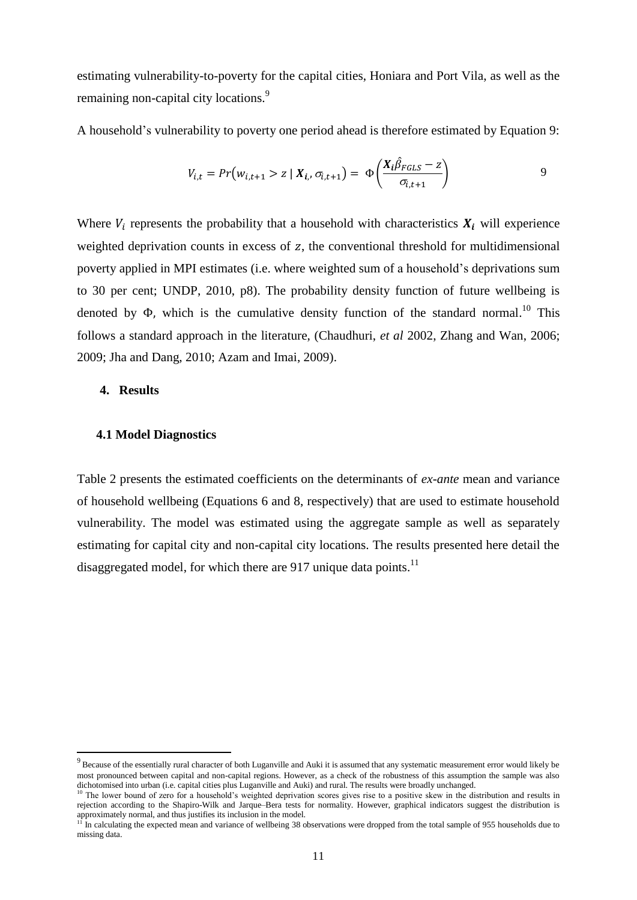estimating vulnerability-to-poverty for the capital cities, Honiara and Port Vila, as well as the remaining non-capital city locations.[9]

A household's vulnerability to poverty one period ahead is therefore estimated by Equation 9:

$$V_{i,t} = Pr\left(w_{i,t+1} > z \mid \boldsymbol{X_i}, \sigma_{i,t+1}\right) = \Phi\left(\frac{\boldsymbol{X_i}\hat{\beta}_{FGLS} - z}{\sigma_{i,t+1}}\right) \qquad 9$$

Where $V_i$ represents the probability that a household with characteristics $\boldsymbol{X_i}$ will experience weighted deprivation counts in excess of $z$, the conventional threshold for multidimensional poverty applied in MPI estimates (i.e. where weighted sum of a household's deprivations sum to 30 per cent; UNDP, 2010, p8). The probability density function of future wellbeing is denoted by $\Phi$, which is the cumulative density function of the standard normal.[10] This follows a standard approach in the literature, (Chaudhuri, *et al* 2002, Zhang and Wan, 2006; 2009; Jha and Dang, 2010; Azam and Imai, 2009).

## 4. Results

### 4.1 Model Diagnostics

Table 2 presents the estimated coefficients on the determinants of *ex-ante* mean and variance of household wellbeing (Equations 6 and 8, respectively) that are used to estimate household vulnerability. The model was estimated using the aggregate sample as well as separately estimating for capital city and non-capital city locations. The results presented here detail the disaggregated model, for which there are 917 unique data points.[11]

---

[9] Because of the essentially rural character of both Luganville and Auki it is assumed that any systematic measurement error would likely be most pronounced between capital and non-capital regions. However, as a check of the robustness of this assumption the sample was also dichotomised into urban (i.e. capital cities plus Luganville and Auki) and rural. The results were broadly unchanged.

[10] The lower bound of zero for a household's weighted deprivation scores gives rise to a positive skew in the distribution and results in rejection according to the Shapiro-Wilk and Jarque–Bera tests for normality. However, graphical indicators suggest the distribution is approximately normal, and thus justifies its inclusion in the model.

[11] In calculating the expected mean and variance of wellbeing 38 observations were dropped from the total sample of 955 households due to missing data.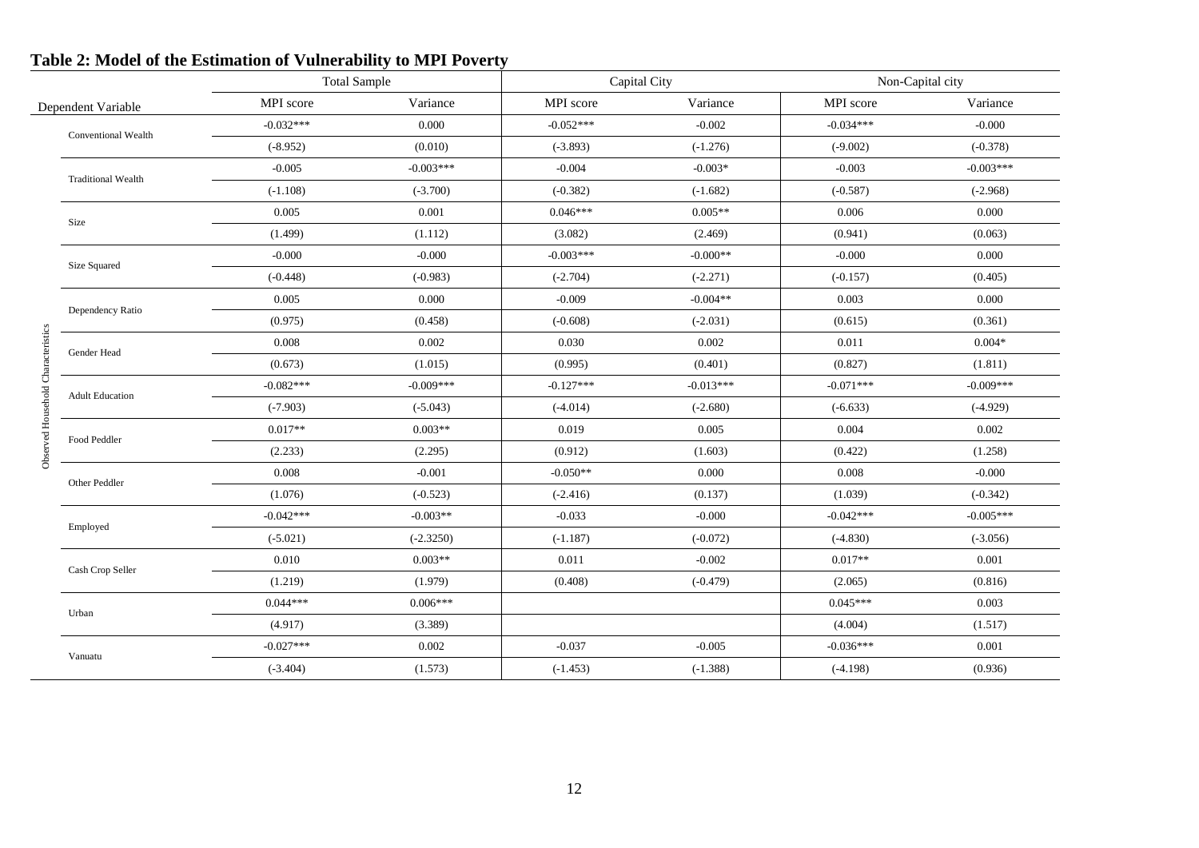## Table 2: Model of the Estimation of Vulnerability to MPI Poverty

| | Total Sample | | Capital City | | Non-Capital city | |
|---|---|---|---|---|---|---|
| Dependent Variable | MPI score | Variance | MPI score | Variance | MPI score | Variance |
| **Observed Household Characteristics** | | | | | | |
| Conventional Wealth | -0.032*** | 0.000 | -0.052*** | -0.002 | -0.034*** | -0.000 |
| | (-8.952) | (0.010) | (-3.893) | (-1.276) | (-9.002) | (-0.378) |
| Traditional Wealth | -0.005 | -0.003*** | -0.004 | -0.003* | -0.003 | -0.003*** |
| | (-1.108) | (-3.700) | (-0.382) | (-1.682) | (-0.587) | (-2.968) |
| Size | 0.005 | 0.001 | 0.046*** | 0.005** | 0.006 | 0.000 |
| | (1.499) | (1.112) | (3.082) | (2.469) | (0.941) | (0.063) |
| Size Squared | -0.000 | -0.000 | -0.003*** | -0.000** | -0.000 | 0.000 |
| | (-0.448) | (-0.983) | (-2.704) | (-2.271) | (-0.157) | (0.405) |
| Dependency Ratio | 0.005 | 0.000 | -0.009 | -0.004** | 0.003 | 0.000 |
| | (0.975) | (0.458) | (-0.608) | (-2.031) | (0.615) | (0.361) |
| Gender Head | 0.008 | 0.002 | 0.030 | 0.002 | 0.011 | 0.004* |
| | (0.673) | (1.015) | (0.995) | (0.401) | (0.827) | (1.811) |
| Adult Education | -0.082*** | -0.009*** | -0.127*** | -0.013*** | -0.071*** | -0.009*** |
| | (-7.903) | (-5.043) | (-4.014) | (-2.680) | (-6.633) | (-4.929) |
| Food Peddler | 0.017** | 0.003** | 0.019 | 0.005 | 0.004 | 0.002 |
| | (2.233) | (2.295) | (0.912) | (1.603) | (0.422) | (1.258) |
| Other Peddler | 0.008 | -0.001 | -0.050** | 0.000 | 0.008 | -0.000 |
| | (1.076) | (-0.523) | (-2.416) | (0.137) | (1.039) | (-0.342) |
| Employed | -0.042*** | -0.003** | -0.033 | -0.000 | -0.042*** | -0.005*** |
| | (-5.021) | (-2.3250) | (-1.187) | (-0.072) | (-4.830) | (-3.056) |
| Cash Crop Seller | 0.010 | 0.003** | 0.011 | -0.002 | 0.017** | 0.001 |
| | (1.219) | (1.979) | (0.408) | (-0.479) | (2.065) | (0.816) |
| Urban | 0.044*** | 0.006*** | | | 0.045*** | 0.003 |
| | (4.917) | (3.389) | | | (4.004) | (1.517) |
| Vanuatu | -0.027*** | 0.002 | -0.037 | -0.005 | -0.036*** | 0.001 |
| | (-3.404) | (1.573) | (-1.453) | (-1.388) | (-4.198) | (0.936) |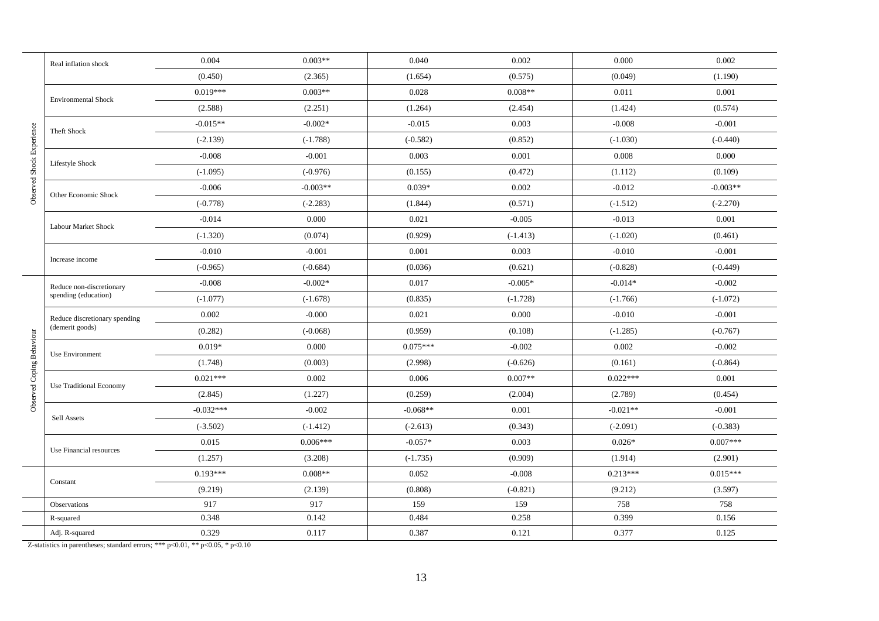| | | | | | | | |
|---|---|---|---|---|---|---|---|
| Observed Shock Experience | Real inflation shock | 0.004 | 0.003** | 0.040 | 0.002 | 0.000 | 0.002 |
| | | (0.450) | (2.365) | (1.654) | (0.575) | (0.049) | (1.190) |
| | Environmental Shock | 0.019*** | 0.003** | 0.028 | 0.008** | 0.011 | 0.001 |
| | | (2.588) | (2.251) | (1.264) | (2.454) | (1.424) | (0.574) |
| | Theft Shock | -0.015** | -0.002* | -0.015 | 0.003 | -0.008 | -0.001 |
| | | (-2.139) | (-1.788) | (-0.582) | (0.852) | (-1.030) | (-0.440) |
| | Lifestyle Shock | -0.008 | -0.001 | 0.003 | 0.001 | 0.008 | 0.000 |
| | | (-1.095) | (-0.976) | (0.155) | (0.472) | (1.112) | (0.109) |
| | Other Economic Shock | -0.006 | -0.003** | 0.039* | 0.002 | -0.012 | -0.003** |
| | | (-0.778) | (-2.283) | (1.844) | (0.571) | (-1.512) | (-2.270) |
| | Labour Market Shock | -0.014 | 0.000 | 0.021 | -0.005 | -0.013 | 0.001 |
| | | (-1.320) | (0.074) | (0.929) | (-1.413) | (-1.020) | (0.461) |
| | Increase income | -0.010 | -0.001 | 0.001 | 0.003 | -0.010 | -0.001 |
| | | (-0.965) | (-0.684) | (0.036) | (0.621) | (-0.828) | (-0.449) |
| Observed Coping Behaviour | Reduce non-discretionary spending (education) | -0.008 | -0.002* | 0.017 | -0.005* | -0.014* | -0.002 |
| | | (-1.077) | (-1.678) | (0.835) | (-1.728) | (-1.766) | (-1.072) |
| | Reduce discretionary spending (demerit goods) | 0.002 | -0.000 | 0.021 | 0.000 | -0.010 | -0.001 |
| | | (0.282) | (-0.068) | (0.959) | (0.108) | (-1.285) | (-0.767) |
| | Use Environment | 0.019* | 0.000 | 0.075*** | -0.002 | 0.002 | -0.002 |
| | | (1.748) | (0.003) | (2.998) | (-0.626) | (0.161) | (-0.864) |
| | Use Traditional Economy | 0.021*** | 0.002 | 0.006 | 0.007** | 0.022*** | 0.001 |
| | | (2.845) | (1.227) | (0.259) | (2.004) | (2.789) | (0.454) |
| | Sell Assets | -0.032*** | -0.002 | -0.068** | 0.001 | -0.021** | -0.001 |
| | | (-3.502) | (-1.412) | (-2.613) | (0.343) | (-2.091) | (-0.383) |
| | Use Financial resources | 0.015 | 0.006*** | -0.057* | 0.003 | 0.026* | 0.007*** |
| | | (1.257) | (3.208) | (-1.735) | (0.909) | (1.914) | (2.901) |
| | Constant | 0.193*** | 0.008** | 0.052 | -0.008 | 0.213*** | 0.015*** |
| | | (9.219) | (2.139) | (0.808) | (-0.821) | (9.212) | (3.597) |
| | Observations | 917 | 917 | 159 | 159 | 758 | 758 |
| | R-squared | 0.348 | 0.142 | 0.484 | 0.258 | 0.399 | 0.156 |
| | Adj. R-squared | 0.329 | 0.117 | 0.387 | 0.121 | 0.377 | 0.125 |

Z-statistics in parentheses; standard errors; *** p<0.01, ** p<0.05, * p<0.10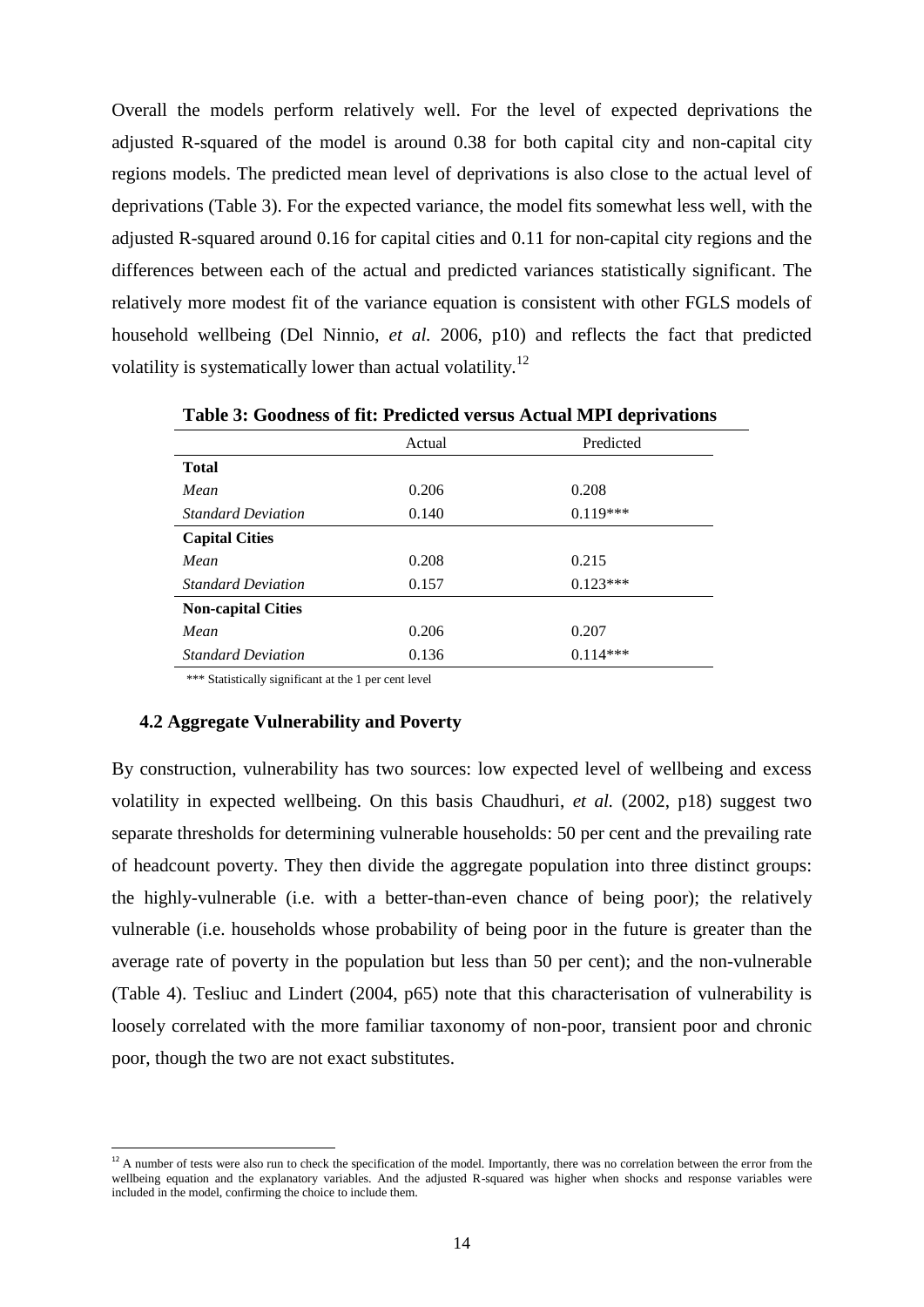Overall the models perform relatively well. For the level of expected deprivations the adjusted R-squared of the model is around 0.38 for both capital city and non-capital city regions models. The predicted mean level of deprivations is also close to the actual level of deprivations (Table 3). For the expected variance, the model fits somewhat less well, with the adjusted R-squared around 0.16 for capital cities and 0.11 for non-capital city regions and the differences between each of the actual and predicted variances statistically significant. The relatively more modest fit of the variance equation is consistent with other FGLS models of household wellbeing (Del Ninnio, *et al.* 2006, p10) and reflects the fact that predicted volatility is systematically lower than actual volatility.[12]

**Table 3: Goodness of fit: Predicted versus Actual MPI deprivations**

| | Actual | Predicted |
|---|---|---|
| **Total** | | |
| *Mean* | 0.206 | 0.208 |
| *Standard Deviation* | 0.140 | 0.119*** |
| **Capital Cities** | | |
| *Mean* | 0.208 | 0.215 |
| *Standard Deviation* | 0.157 | 0.123*** |
| **Non-capital Cities** | | |
| *Mean* | 0.206 | 0.207 |
| *Standard Deviation* | 0.136 | 0.114*** |

*** Statistically significant at the 1 per cent level

### 4.2 Aggregate Vulnerability and Poverty

By construction, vulnerability has two sources: low expected level of wellbeing and excess volatility in expected wellbeing. On this basis Chaudhuri, *et al.* (2002, p18) suggest two separate thresholds for determining vulnerable households: 50 per cent and the prevailing rate of headcount poverty. They then divide the aggregate population into three distinct groups: the highly-vulnerable (i.e. with a better-than-even chance of being poor); the relatively vulnerable (i.e. households whose probability of being poor in the future is greater than the average rate of poverty in the population but less than 50 per cent); and the non-vulnerable (Table 4). Tesliuc and Lindert (2004, p65) note that this characterisation of vulnerability is loosely correlated with the more familiar taxonomy of non-poor, transient poor and chronic poor, though the two are not exact substitutes.

[12] A number of tests were also run to check the specification of the model. Importantly, there was no correlation between the error from the wellbeing equation and the explanatory variables. And the adjusted R-squared was higher when shocks and response variables were included in the model, confirming the choice to include them.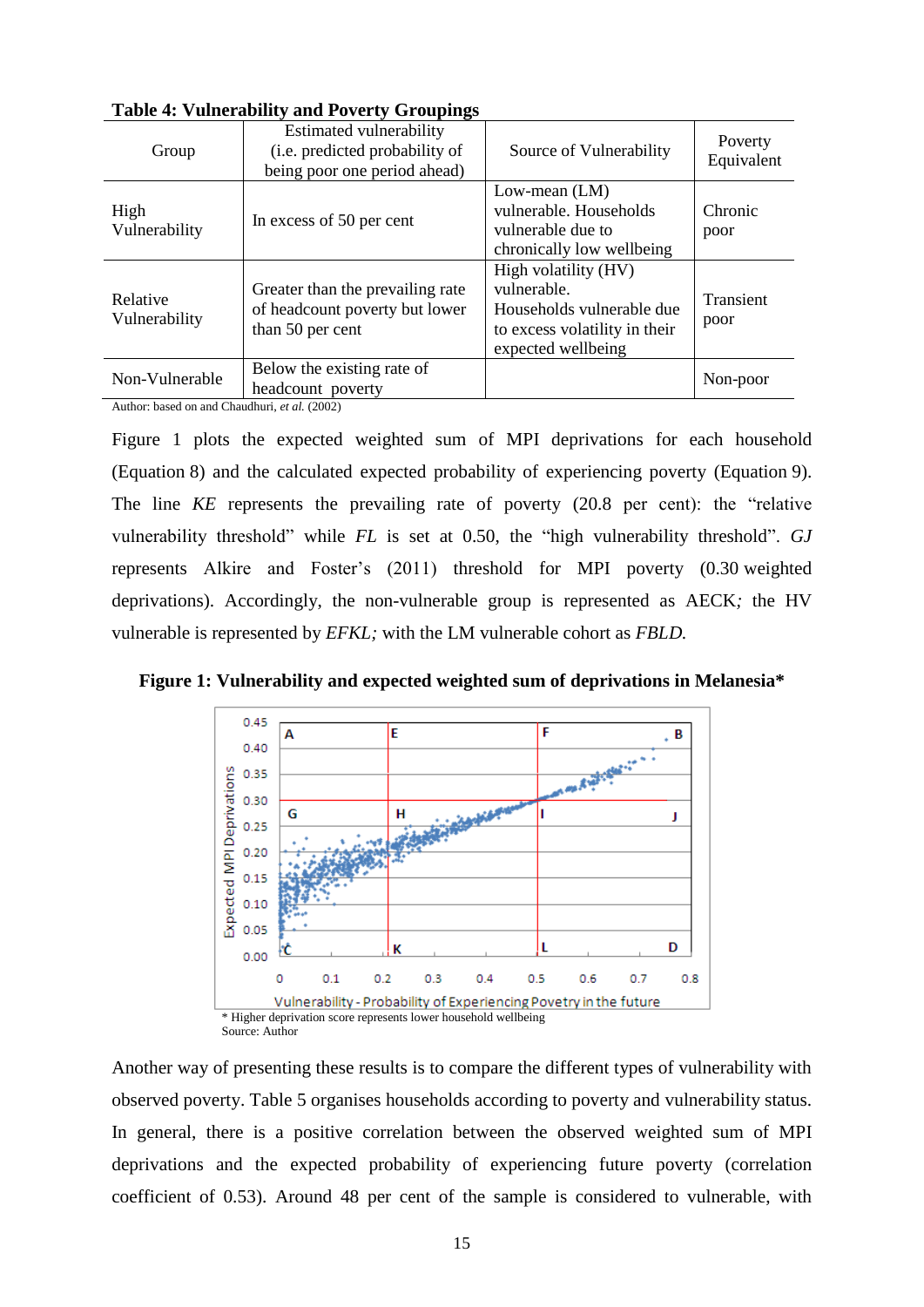**Table 4: Vulnerability and Poverty Groupings**

| Group | Estimated vulnerability (i.e. predicted probability of being poor one period ahead) | Source of Vulnerability | Poverty Equivalent |
|---|---|---|---|
| High Vulnerability | In excess of 50 per cent | Low-mean (LM) vulnerable. Households vulnerable due to chronically low wellbeing | Chronic poor |
| Relative Vulnerability | Greater than the prevailing rate of headcount poverty but lower than 50 per cent | High volatility (HV) vulnerable. Households vulnerable due to excess volatility in their expected wellbeing | Transient poor |
| Non-Vulnerable | Below the existing rate of headcount poverty | | Non-poor |

Author: based on and Chaudhuri, *et al.* (2002)

Figure 1 plots the expected weighted sum of MPI deprivations for each household (Equation 8) and the calculated expected probability of experiencing poverty (Equation 9). The line *KE* represents the prevailing rate of poverty (20.8 per cent): the "relative vulnerability threshold" while *FL* is set at 0.50, the "high vulnerability threshold". *GJ* represents Alkire and Foster's (2011) threshold for MPI poverty (0.30 weighted deprivations). Accordingly, the non-vulnerable group is represented as AECK*;* the HV vulnerable is represented by *EFKL;* with the LM vulnerable cohort as *FBLD.*

**Figure 1: Vulnerability and expected weighted sum of deprivations in Melanesia***

\* Higher deprivation score represents lower household wellbeing
Source: Author

Another way of presenting these results is to compare the different types of vulnerability with observed poverty. Table 5 organises households according to poverty and vulnerability status. In general, there is a positive correlation between the observed weighted sum of MPI deprivations and the expected probability of experiencing future poverty (correlation coefficient of 0.53). Around 48 per cent of the sample is considered to vulnerable, with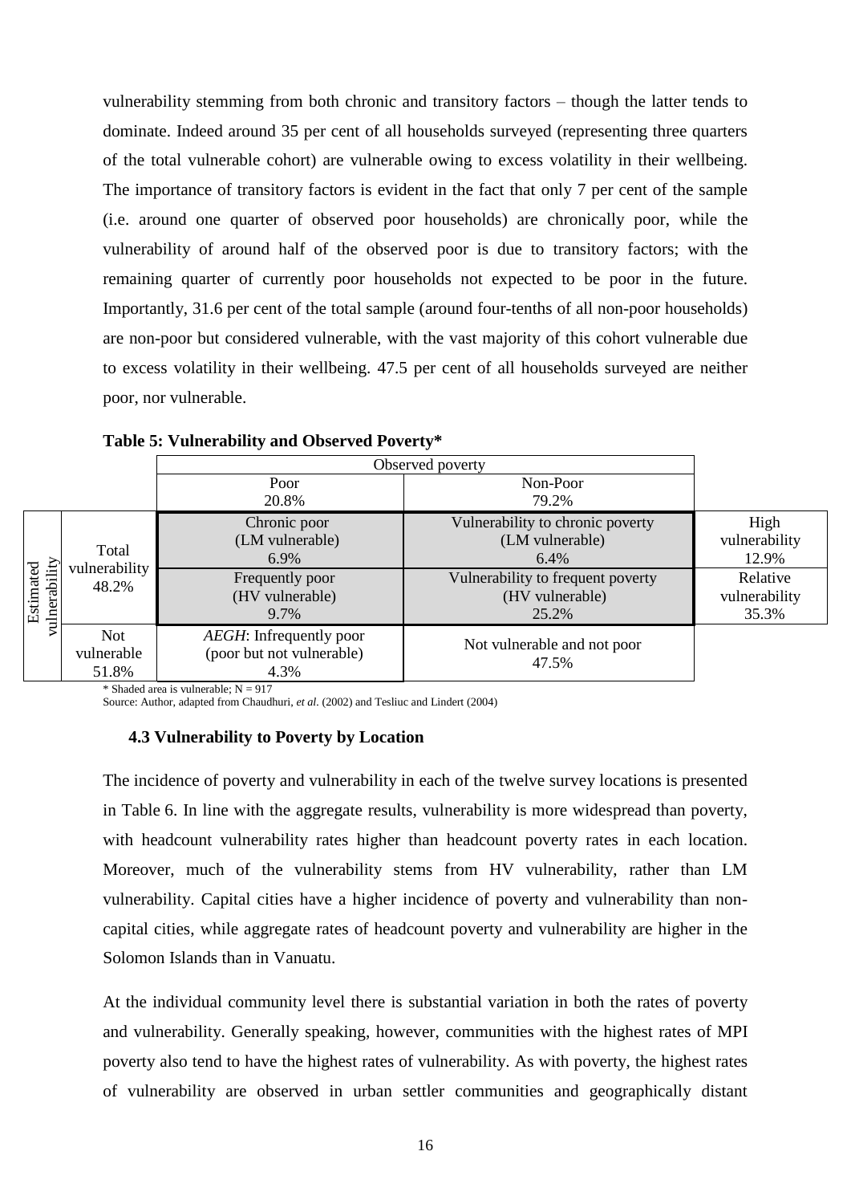vulnerability stemming from both chronic and transitory factors – though the latter tends to dominate. Indeed around 35 per cent of all households surveyed (representing three quarters of the total vulnerable cohort) are vulnerable owing to excess volatility in their wellbeing. The importance of transitory factors is evident in the fact that only 7 per cent of the sample (i.e. around one quarter of observed poor households) are chronically poor, while the vulnerability of around half of the observed poor is due to transitory factors; with the remaining quarter of currently poor households not expected to be poor in the future. Importantly, 31.6 per cent of the total sample (around four-tenths of all non-poor households) are non-poor but considered vulnerable, with the vast majority of this cohort vulnerable due to excess volatility in their wellbeing. 47.5 per cent of all households surveyed are neither poor, nor vulnerable.

**Table 5: Vulnerability and Observed Poverty***

| | | Observed poverty | | |
|---|---|---|---|---|
| | | Poor<br>20.8% | Non-Poor<br>79.2% | |
| Estimated vulnerability | Total vulnerability<br>48.2% | Chronic poor<br>(LM vulnerable)<br>6.9% | Vulnerability to chronic poverty<br>(LM vulnerable)<br>6.4% | High vulnerability<br>12.9% |
| | | Frequently poor<br>(HV vulnerable)<br>9.7% | Vulnerability to frequent poverty<br>(HV vulnerable)<br>25.2% | Relative vulnerability<br>35.3% |
| | Not vulnerable<br>51.8% | *AEGH*: Infrequently poor<br>(poor but not vulnerable)<br>4.3% | Not vulnerable and not poor<br>47.5% | |

\* Shaded area is vulnerable; N = 917

Source: Author, adapted from Chaudhuri, *et al*. (2002) and Tesliuc and Lindert (2004)

### 4.3 Vulnerability to Poverty by Location

The incidence of poverty and vulnerability in each of the twelve survey locations is presented in Table 6. In line with the aggregate results, vulnerability is more widespread than poverty, with headcount vulnerability rates higher than headcount poverty rates in each location. Moreover, much of the vulnerability stems from HV vulnerability, rather than LM vulnerability. Capital cities have a higher incidence of poverty and vulnerability than non-capital cities, while aggregate rates of headcount poverty and vulnerability are higher in the Solomon Islands than in Vanuatu.

At the individual community level there is substantial variation in both the rates of poverty and vulnerability. Generally speaking, however, communities with the highest rates of MPI poverty also tend to have the highest rates of vulnerability. As with poverty, the highest rates of vulnerability are observed in urban settler communities and geographically distant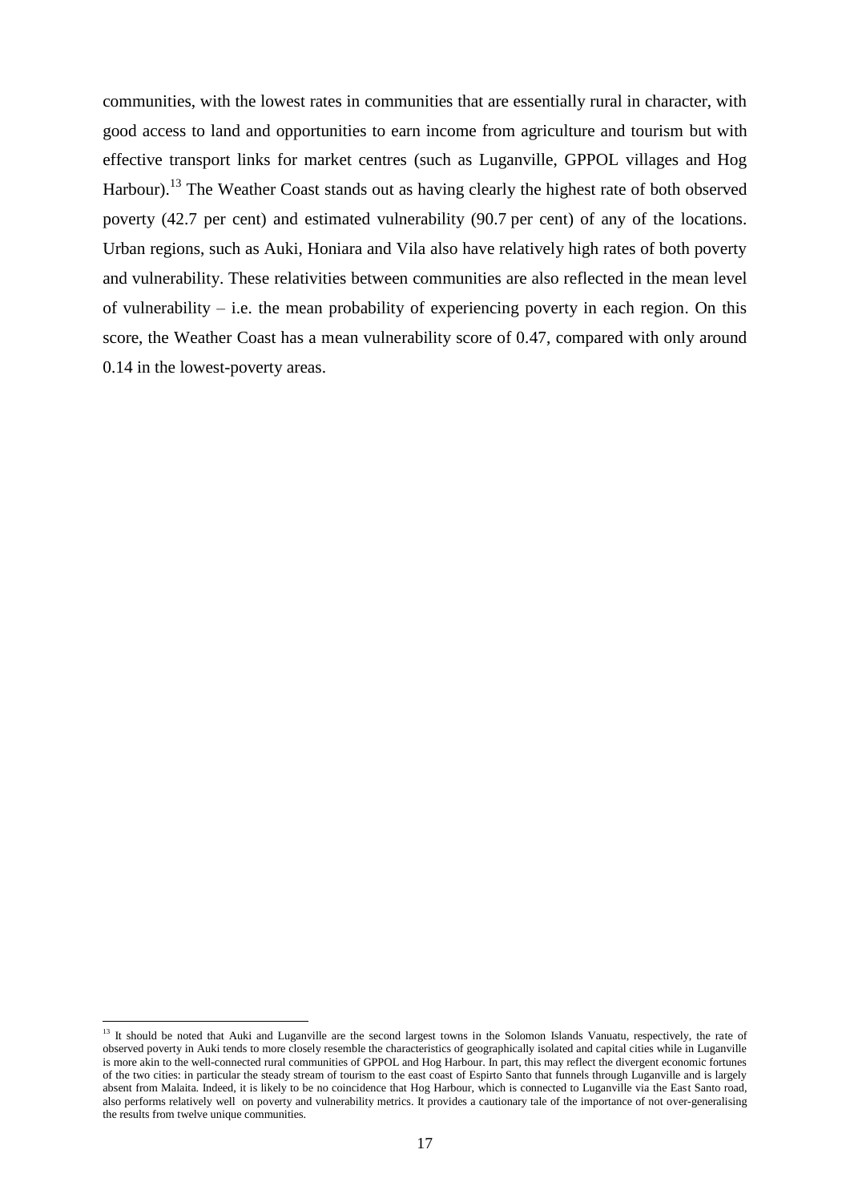communities, with the lowest rates in communities that are essentially rural in character, with good access to land and opportunities to earn income from agriculture and tourism but with effective transport links for market centres (such as Luganville, GPPOL villages and Hog Harbour).[13] The Weather Coast stands out as having clearly the highest rate of both observed poverty (42.7 per cent) and estimated vulnerability (90.7 per cent) of any of the locations. Urban regions, such as Auki, Honiara and Vila also have relatively high rates of both poverty and vulnerability. These relativities between communities are also reflected in the mean level of vulnerability – i.e. the mean probability of experiencing poverty in each region. On this score, the Weather Coast has a mean vulnerability score of 0.47, compared with only around 0.14 in the lowest-poverty areas.

---

[13] It should be noted that Auki and Luganville are the second largest towns in the Solomon Islands Vanuatu, respectively, the rate of observed poverty in Auki tends to more closely resemble the characteristics of geographically isolated and capital cities while in Luganville is more akin to the well-connected rural communities of GPPOL and Hog Harbour. In part, this may reflect the divergent economic fortunes of the two cities: in particular the steady stream of tourism to the east coast of Espirto Santo that funnels through Luganville and is largely absent from Malaita. Indeed, it is likely to be no coincidence that Hog Harbour, which is connected to Luganville via the East Santo road, also performs relatively well on poverty and vulnerability metrics. It provides a cautionary tale of the importance of not over-generalising the results from twelve unique communities.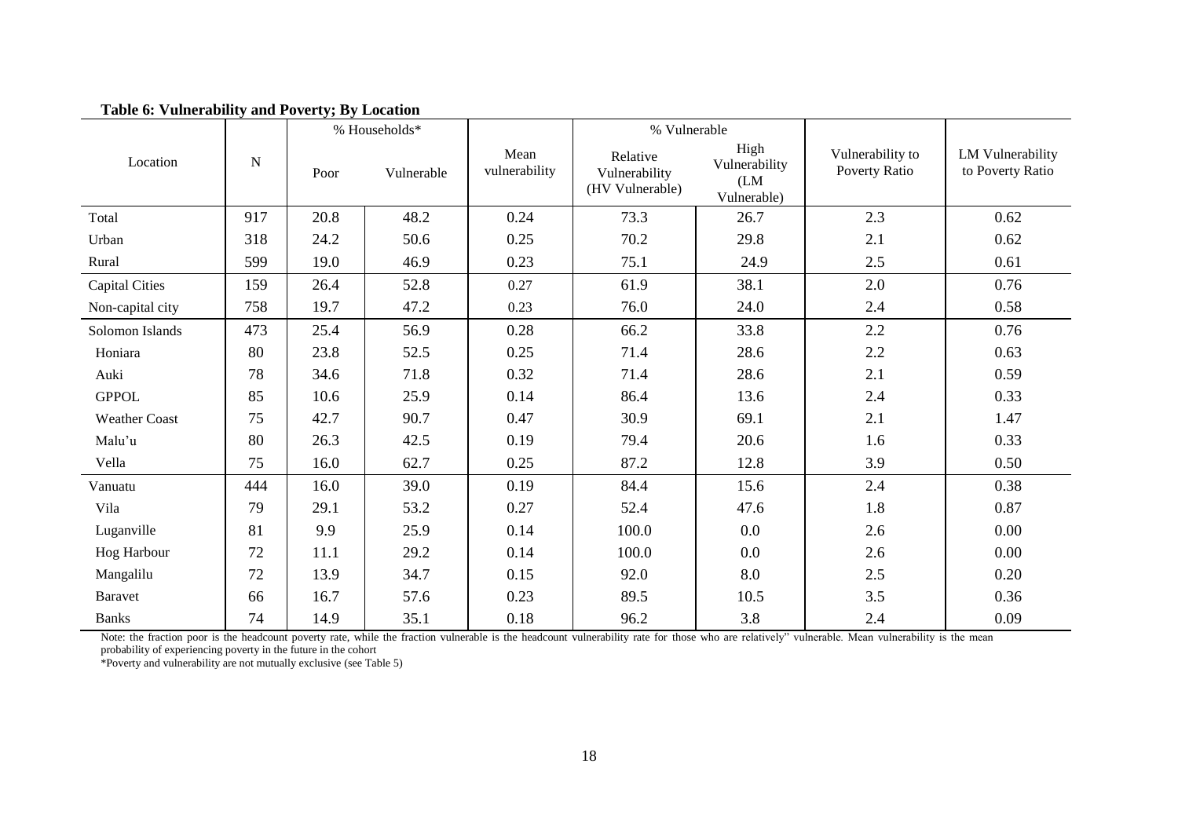**Table 6: Vulnerability and Poverty; By Location**

| Location | N | % Households* | | Mean vulnerability | % Vulnerable | | Vulnerability to Poverty Ratio | LM Vulnerability to Poverty Ratio |
|---|---|---|---|---|---|---|---|---|
| | | Poor | Vulnerable | | Relative Vulnerability (HV Vulnerable) | High Vulnerability (LM Vulnerable) | | |
| Total | 917 | 20.8 | 48.2 | 0.24 | 73.3 | 26.7 | 2.3 | 0.62 |
| Urban | 318 | 24.2 | 50.6 | 0.25 | 70.2 | 29.8 | 2.1 | 0.62 |
| Rural | 599 | 19.0 | 46.9 | 0.23 | 75.1 | 24.9 | 2.5 | 0.61 |
| Capital Cities | 159 | 26.4 | 52.8 | 0.27 | 61.9 | 38.1 | 2.0 | 0.76 |
| Non-capital city | 758 | 19.7 | 47.2 | 0.23 | 76.0 | 24.0 | 2.4 | 0.58 |
| Solomon Islands | 473 | 25.4 | 56.9 | 0.28 | 66.2 | 33.8 | 2.2 | 0.76 |
| Honiara | 80 | 23.8 | 52.5 | 0.25 | 71.4 | 28.6 | 2.2 | 0.63 |
| Auki | 78 | 34.6 | 71.8 | 0.32 | 71.4 | 28.6 | 2.1 | 0.59 |
| GPPOL | 85 | 10.6 | 25.9 | 0.14 | 86.4 | 13.6 | 2.4 | 0.33 |
| Weather Coast | 75 | 42.7 | 90.7 | 0.47 | 30.9 | 69.1 | 2.1 | 1.47 |
| Malu'u | 80 | 26.3 | 42.5 | 0.19 | 79.4 | 20.6 | 1.6 | 0.33 |
| Vella | 75 | 16.0 | 62.7 | 0.25 | 87.2 | 12.8 | 3.9 | 0.50 |
| Vanuatu | 444 | 16.0 | 39.0 | 0.19 | 84.4 | 15.6 | 2.4 | 0.38 |
| Vila | 79 | 29.1 | 53.2 | 0.27 | 52.4 | 47.6 | 1.8 | 0.87 |
| Luganville | 81 | 9.9 | 25.9 | 0.14 | 100.0 | 0.0 | 2.6 | 0.00 |
| Hog Harbour | 72 | 11.1 | 29.2 | 0.14 | 100.0 | 0.0 | 2.6 | 0.00 |
| Mangalilu | 72 | 13.9 | 34.7 | 0.15 | 92.0 | 8.0 | 2.5 | 0.20 |
| Baravet | 66 | 16.7 | 57.6 | 0.23 | 89.5 | 10.5 | 3.5 | 0.36 |
| Banks | 74 | 14.9 | 35.1 | 0.18 | 96.2 | 3.8 | 2.4 | 0.09 |

Note: the fraction poor is the headcount poverty rate, while the fraction vulnerable is the headcount vulnerability rate for those who are relatively" vulnerable. Mean vulnerability is the mean probability of experiencing poverty in the future in the cohort

*Poverty and vulnerability are not mutually exclusive (see Table 5)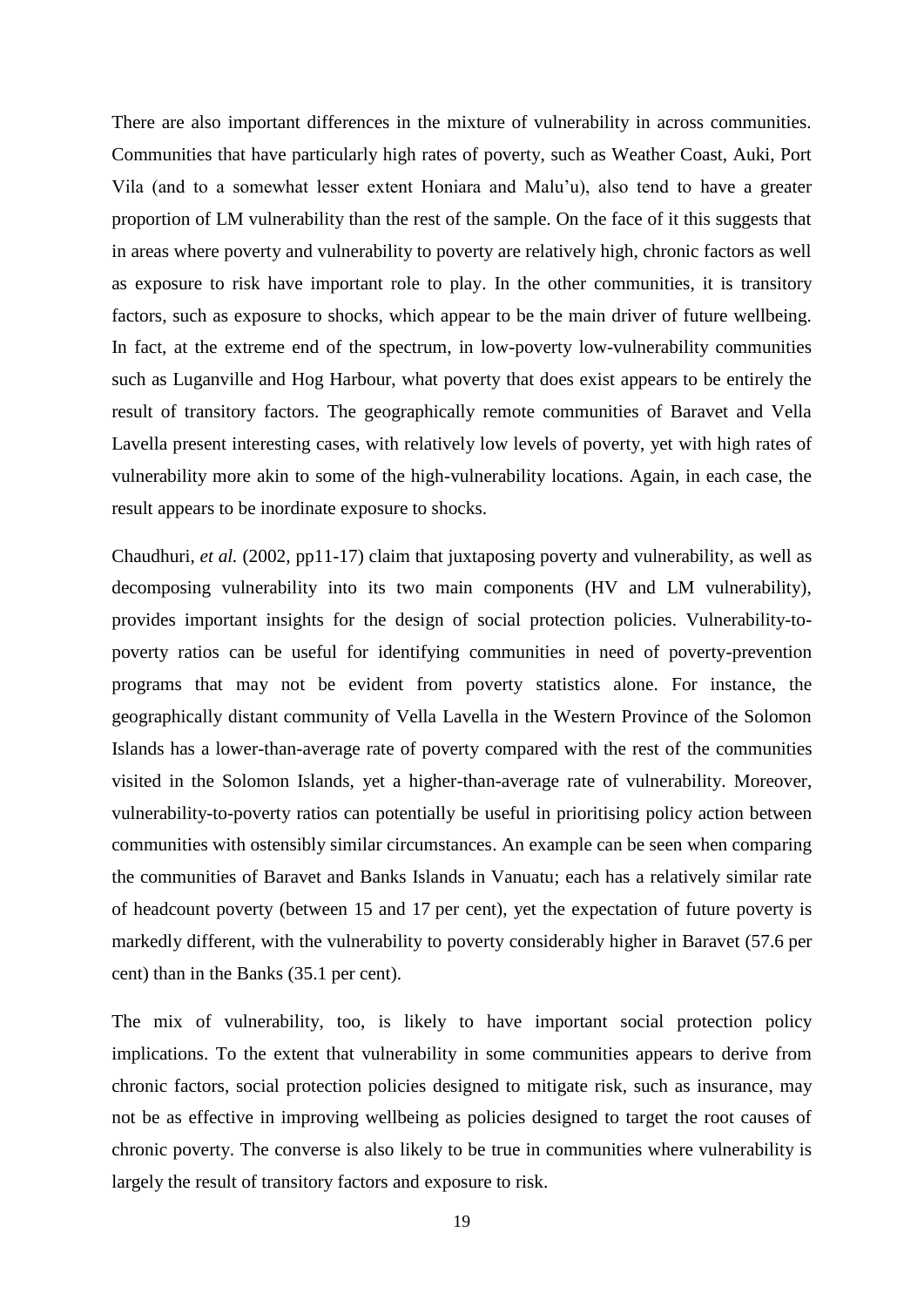There are also important differences in the mixture of vulnerability in across communities. Communities that have particularly high rates of poverty, such as Weather Coast, Auki, Port Vila (and to a somewhat lesser extent Honiara and Malu'u), also tend to have a greater proportion of LM vulnerability than the rest of the sample. On the face of it this suggests that in areas where poverty and vulnerability to poverty are relatively high, chronic factors as well as exposure to risk have important role to play. In the other communities, it is transitory factors, such as exposure to shocks, which appear to be the main driver of future wellbeing. In fact, at the extreme end of the spectrum, in low-poverty low-vulnerability communities such as Luganville and Hog Harbour, what poverty that does exist appears to be entirely the result of transitory factors. The geographically remote communities of Baravet and Vella Lavella present interesting cases, with relatively low levels of poverty, yet with high rates of vulnerability more akin to some of the high-vulnerability locations. Again, in each case, the result appears to be inordinate exposure to shocks.

Chaudhuri, *et al.* (2002, pp11-17) claim that juxtaposing poverty and vulnerability, as well as decomposing vulnerability into its two main components (HV and LM vulnerability), provides important insights for the design of social protection policies. Vulnerability-to-poverty ratios can be useful for identifying communities in need of poverty-prevention programs that may not be evident from poverty statistics alone. For instance, the geographically distant community of Vella Lavella in the Western Province of the Solomon Islands has a lower-than-average rate of poverty compared with the rest of the communities visited in the Solomon Islands, yet a higher-than-average rate of vulnerability. Moreover, vulnerability-to-poverty ratios can potentially be useful in prioritising policy action between communities with ostensibly similar circumstances. An example can be seen when comparing the communities of Baravet and Banks Islands in Vanuatu; each has a relatively similar rate of headcount poverty (between 15 and 17 per cent), yet the expectation of future poverty is markedly different, with the vulnerability to poverty considerably higher in Baravet (57.6 per cent) than in the Banks (35.1 per cent).

The mix of vulnerability, too, is likely to have important social protection policy implications. To the extent that vulnerability in some communities appears to derive from chronic factors, social protection policies designed to mitigate risk, such as insurance, may not be as effective in improving wellbeing as policies designed to target the root causes of chronic poverty. The converse is also likely to be true in communities where vulnerability is largely the result of transitory factors and exposure to risk.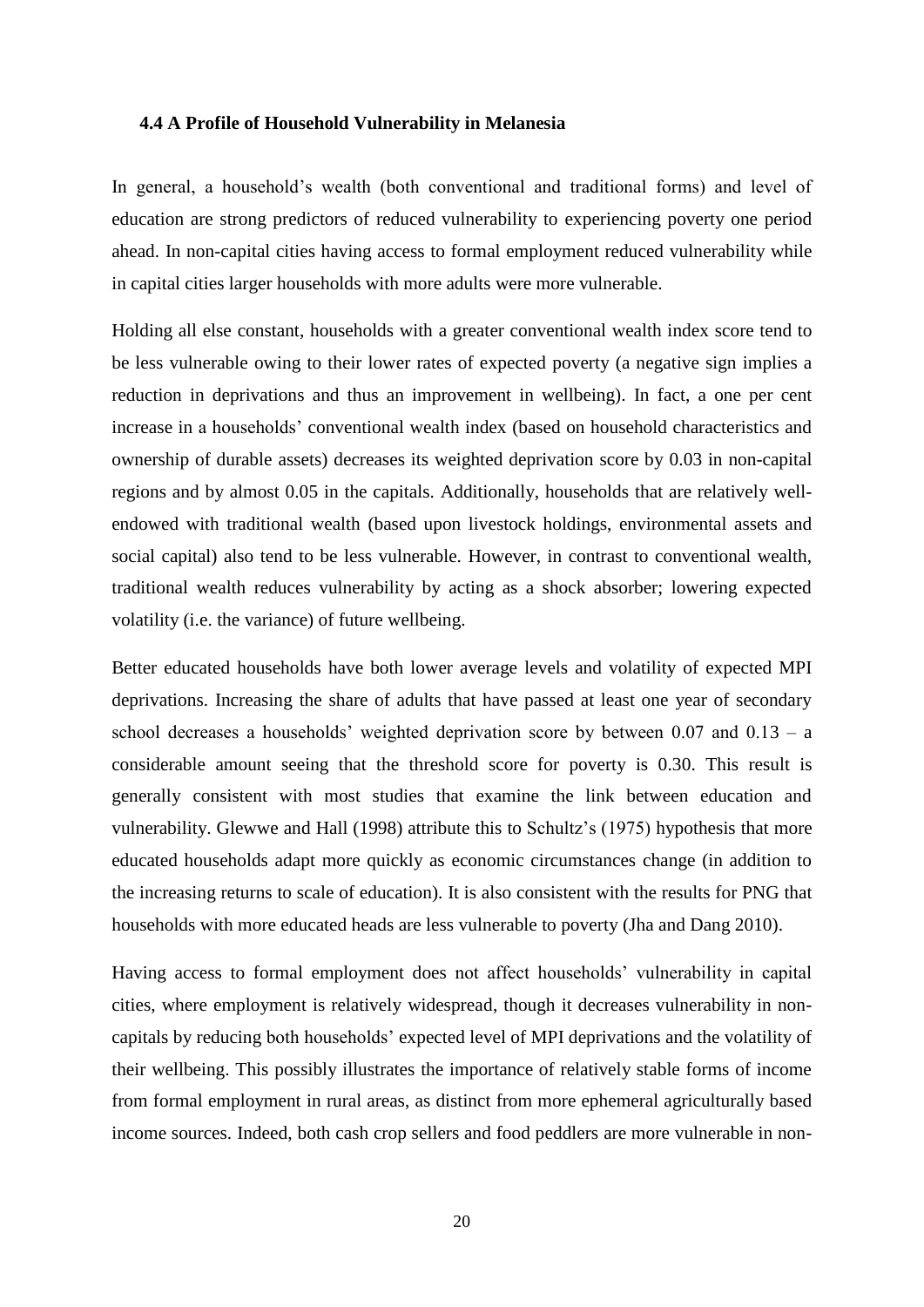### 4.4 A Profile of Household Vulnerability in Melanesia

In general, a household's wealth (both conventional and traditional forms) and level of education are strong predictors of reduced vulnerability to experiencing poverty one period ahead. In non-capital cities having access to formal employment reduced vulnerability while in capital cities larger households with more adults were more vulnerable.

Holding all else constant, households with a greater conventional wealth index score tend to be less vulnerable owing to their lower rates of expected poverty (a negative sign implies a reduction in deprivations and thus an improvement in wellbeing). In fact, a one per cent increase in a households' conventional wealth index (based on household characteristics and ownership of durable assets) decreases its weighted deprivation score by 0.03 in non-capital regions and by almost 0.05 in the capitals. Additionally, households that are relatively well-endowed with traditional wealth (based upon livestock holdings, environmental assets and social capital) also tend to be less vulnerable. However, in contrast to conventional wealth, traditional wealth reduces vulnerability by acting as a shock absorber; lowering expected volatility (i.e. the variance) of future wellbeing.

Better educated households have both lower average levels and volatility of expected MPI deprivations. Increasing the share of adults that have passed at least one year of secondary school decreases a households' weighted deprivation score by between 0.07 and 0.13 – a considerable amount seeing that the threshold score for poverty is 0.30. This result is generally consistent with most studies that examine the link between education and vulnerability. Glewwe and Hall (1998) attribute this to Schultz's (1975) hypothesis that more educated households adapt more quickly as economic circumstances change (in addition to the increasing returns to scale of education). It is also consistent with the results for PNG that households with more educated heads are less vulnerable to poverty (Jha and Dang 2010).

Having access to formal employment does not affect households' vulnerability in capital cities, where employment is relatively widespread, though it decreases vulnerability in non-capitals by reducing both households' expected level of MPI deprivations and the volatility of their wellbeing. This possibly illustrates the importance of relatively stable forms of income from formal employment in rural areas, as distinct from more ephemeral agriculturally based income sources. Indeed, both cash crop sellers and food peddlers are more vulnerable in non-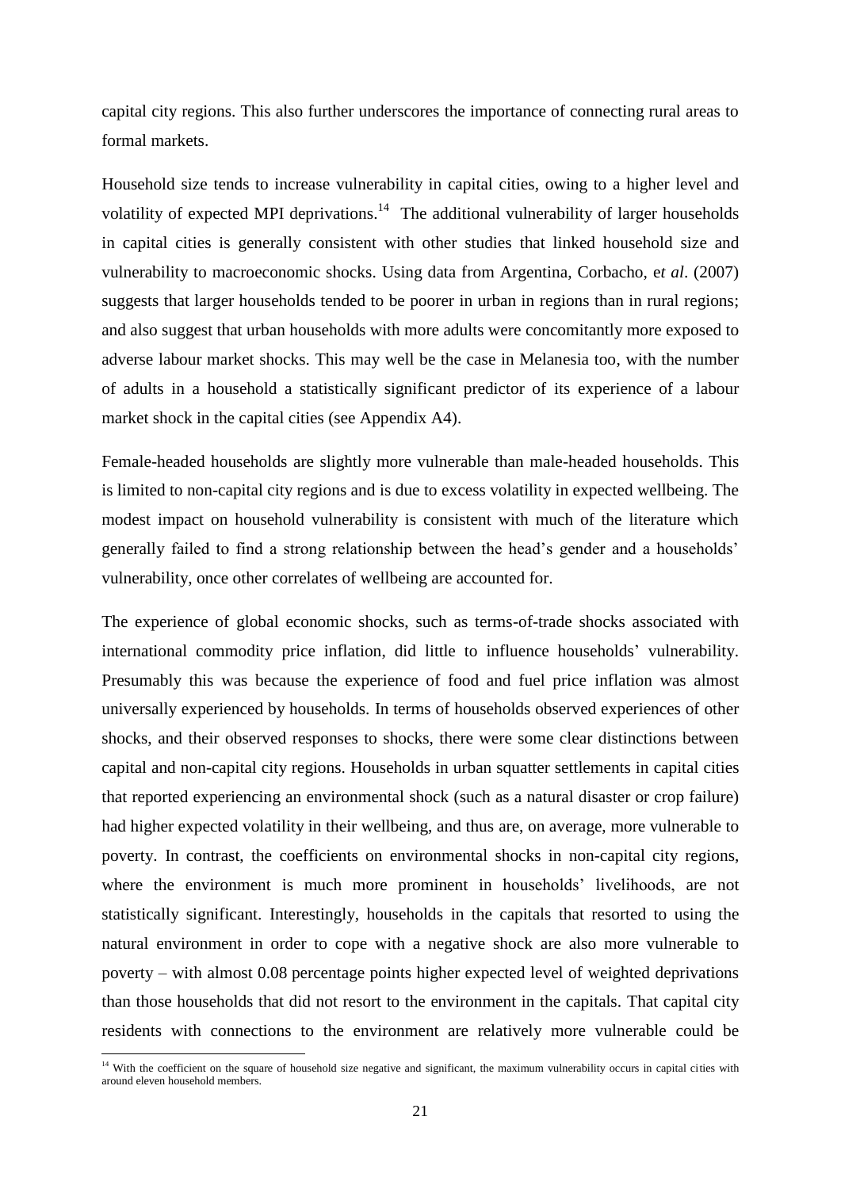capital city regions. This also further underscores the importance of connecting rural areas to formal markets.

Household size tends to increase vulnerability in capital cities, owing to a higher level and volatility of expected MPI deprivations.[14] The additional vulnerability of larger households in capital cities is generally consistent with other studies that linked household size and vulnerability to macroeconomic shocks. Using data from Argentina, Corbacho, e*t al*. (2007) suggests that larger households tended to be poorer in urban in regions than in rural regions; and also suggest that urban households with more adults were concomitantly more exposed to adverse labour market shocks. This may well be the case in Melanesia too, with the number of adults in a household a statistically significant predictor of its experience of a labour market shock in the capital cities (see Appendix A4).

Female-headed households are slightly more vulnerable than male-headed households. This is limited to non-capital city regions and is due to excess volatility in expected wellbeing. The modest impact on household vulnerability is consistent with much of the literature which generally failed to find a strong relationship between the head's gender and a households' vulnerability, once other correlates of wellbeing are accounted for.

The experience of global economic shocks, such as terms-of-trade shocks associated with international commodity price inflation, did little to influence households' vulnerability. Presumably this was because the experience of food and fuel price inflation was almost universally experienced by households. In terms of households observed experiences of other shocks, and their observed responses to shocks, there were some clear distinctions between capital and non-capital city regions. Households in urban squatter settlements in capital cities that reported experiencing an environmental shock (such as a natural disaster or crop failure) had higher expected volatility in their wellbeing, and thus are, on average, more vulnerable to poverty. In contrast, the coefficients on environmental shocks in non-capital city regions, where the environment is much more prominent in households' livelihoods, are not statistically significant. Interestingly, households in the capitals that resorted to using the natural environment in order to cope with a negative shock are also more vulnerable to poverty – with almost 0.08 percentage points higher expected level of weighted deprivations than those households that did not resort to the environment in the capitals. That capital city residents with connections to the environment are relatively more vulnerable could be

[14] With the coefficient on the square of household size negative and significant, the maximum vulnerability occurs in capital cities with around eleven household members.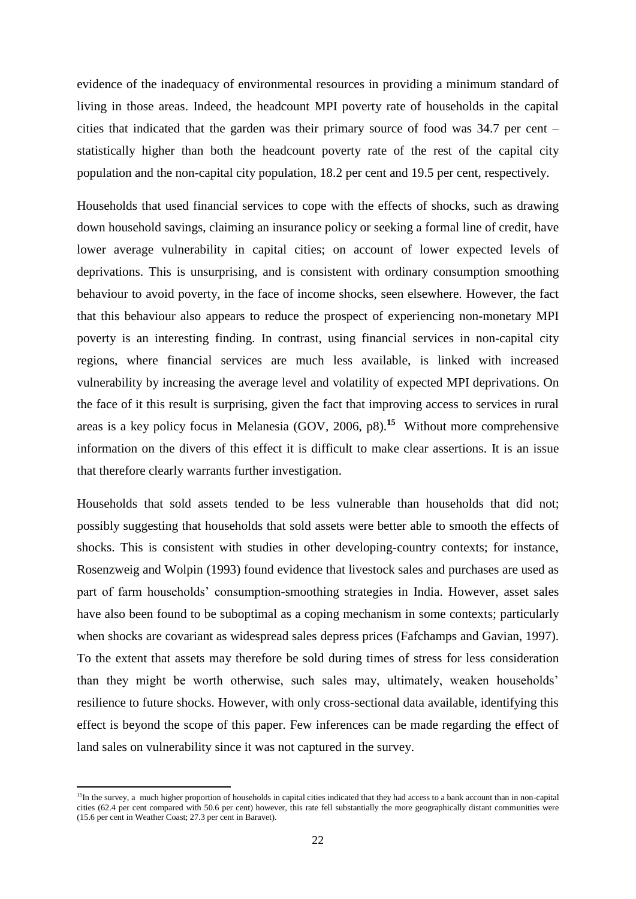evidence of the inadequacy of environmental resources in providing a minimum standard of living in those areas. Indeed, the headcount MPI poverty rate of households in the capital cities that indicated that the garden was their primary source of food was 34.7 per cent – statistically higher than both the headcount poverty rate of the rest of the capital city population and the non-capital city population, 18.2 per cent and 19.5 per cent, respectively.

Households that used financial services to cope with the effects of shocks, such as drawing down household savings, claiming an insurance policy or seeking a formal line of credit, have lower average vulnerability in capital cities; on account of lower expected levels of deprivations. This is unsurprising, and is consistent with ordinary consumption smoothing behaviour to avoid poverty, in the face of income shocks, seen elsewhere. However, the fact that this behaviour also appears to reduce the prospect of experiencing non-monetary MPI poverty is an interesting finding. In contrast, using financial services in non-capital city regions, where financial services are much less available, is linked with increased vulnerability by increasing the average level and volatility of expected MPI deprivations. On the face of it this result is surprising, given the fact that improving access to services in rural areas is a key policy focus in Melanesia (GOV, 2006, p8).[15] Without more comprehensive information on the divers of this effect it is difficult to make clear assertions. It is an issue that therefore clearly warrants further investigation.

Households that sold assets tended to be less vulnerable than households that did not; possibly suggesting that households that sold assets were better able to smooth the effects of shocks. This is consistent with studies in other developing-country contexts; for instance, Rosenzweig and Wolpin (1993) found evidence that livestock sales and purchases are used as part of farm households' consumption-smoothing strategies in India. However, asset sales have also been found to be suboptimal as a coping mechanism in some contexts; particularly when shocks are covariant as widespread sales depress prices (Fafchamps and Gavian, 1997). To the extent that assets may therefore be sold during times of stress for less consideration than they might be worth otherwise, such sales may, ultimately, weaken households' resilience to future shocks. However, with only cross-sectional data available, identifying this effect is beyond the scope of this paper. Few inferences can be made regarding the effect of land sales on vulnerability since it was not captured in the survey.

[15] In the survey, a much higher proportion of households in capital cities indicated that they had access to a bank account than in non-capital cities (62.4 per cent compared with 50.6 per cent) however, this rate fell substantially the more geographically distant communities were (15.6 per cent in Weather Coast; 27.3 per cent in Baravet).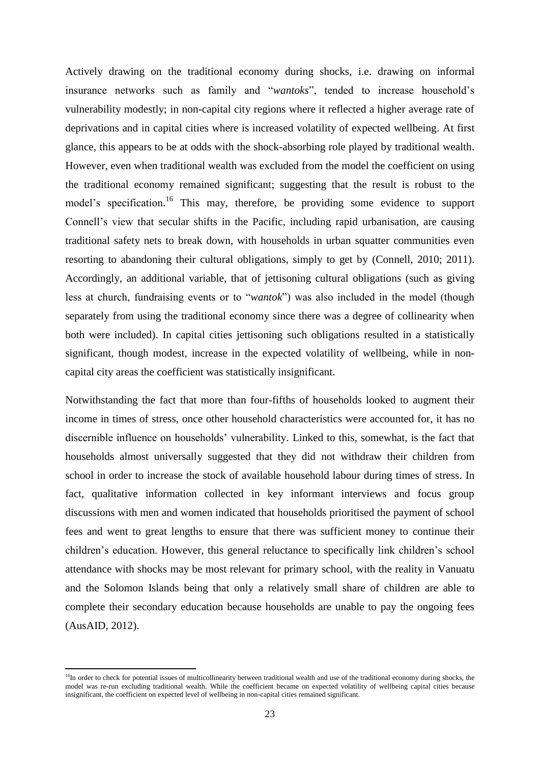Actively drawing on the traditional economy during shocks, i.e. drawing on informal insurance networks such as family and "*wantoks*", tended to increase household's vulnerability modestly; in non-capital city regions where it reflected a higher average rate of deprivations and in capital cities where is increased volatility of expected wellbeing. At first glance, this appears to be at odds with the shock-absorbing role played by traditional wealth. However, even when traditional wealth was excluded from the model the coefficient on using the traditional economy remained significant; suggesting that the result is robust to the model's specification.[16] This may, therefore, be providing some evidence to support Connell's view that secular shifts in the Pacific, including rapid urbanisation, are causing traditional safety nets to break down, with households in urban squatter communities even resorting to abandoning their cultural obligations, simply to get by (Connell, 2010; 2011). Accordingly, an additional variable, that of jettisoning cultural obligations (such as giving less at church, fundraising events or to "*wantok*") was also included in the model (though separately from using the traditional economy since there was a degree of collinearity when both were included). In capital cities jettisoning such obligations resulted in a statistically significant, though modest, increase in the expected volatility of wellbeing, while in non-capital city areas the coefficient was statistically insignificant.

Notwithstanding the fact that more than four-fifths of households looked to augment their income in times of stress, once other household characteristics were accounted for, it has no discernible influence on households' vulnerability. Linked to this, somewhat, is the fact that households almost universally suggested that they did not withdraw their children from school in order to increase the stock of available household labour during times of stress. In fact, qualitative information collected in key informant interviews and focus group discussions with men and women indicated that households prioritised the payment of school fees and went to great lengths to ensure that there was sufficient money to continue their children's education. However, this general reluctance to specifically link children's school attendance with shocks may be most relevant for primary school, with the reality in Vanuatu and the Solomon Islands being that only a relatively small share of children are able to complete their secondary education because households are unable to pay the ongoing fees (AusAID, 2012).

[16] In order to check for potential issues of multicollinearity between traditional wealth and use of the traditional economy during shocks, the model was re-run excluding traditional wealth. While the coefficient became on expected volatility of wellbeing capital cities because insignificant, the coefficient on expected level of wellbeing in non-capital cities remained significant.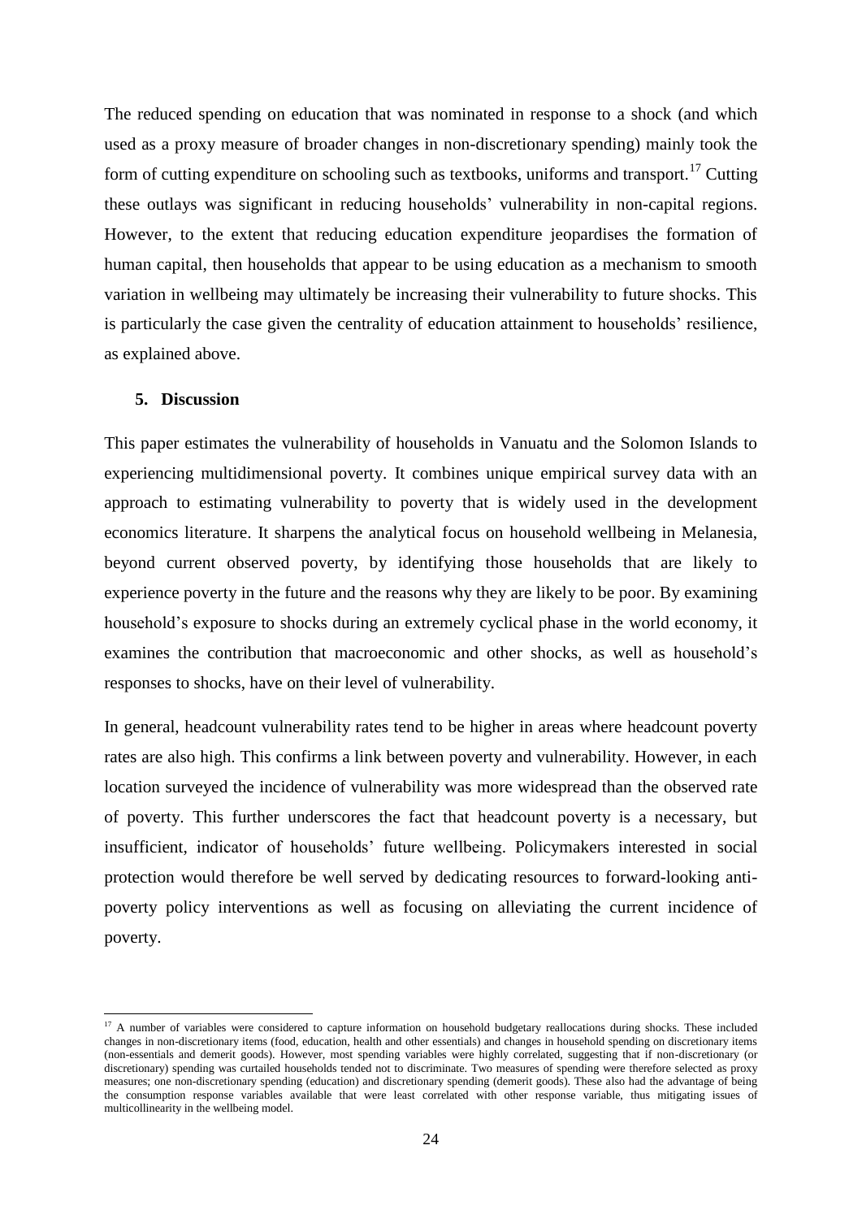The reduced spending on education that was nominated in response to a shock (and which used as a proxy measure of broader changes in non-discretionary spending) mainly took the form of cutting expenditure on schooling such as textbooks, uniforms and transport.[17] Cutting these outlays was significant in reducing households' vulnerability in non-capital regions. However, to the extent that reducing education expenditure jeopardises the formation of human capital, then households that appear to be using education as a mechanism to smooth variation in wellbeing may ultimately be increasing their vulnerability to future shocks. This is particularly the case given the centrality of education attainment to households' resilience, as explained above.

## 5. Discussion

This paper estimates the vulnerability of households in Vanuatu and the Solomon Islands to experiencing multidimensional poverty. It combines unique empirical survey data with an approach to estimating vulnerability to poverty that is widely used in the development economics literature. It sharpens the analytical focus on household wellbeing in Melanesia, beyond current observed poverty, by identifying those households that are likely to experience poverty in the future and the reasons why they are likely to be poor. By examining household's exposure to shocks during an extremely cyclical phase in the world economy, it examines the contribution that macroeconomic and other shocks, as well as household's responses to shocks, have on their level of vulnerability.

In general, headcount vulnerability rates tend to be higher in areas where headcount poverty rates are also high. This confirms a link between poverty and vulnerability. However, in each location surveyed the incidence of vulnerability was more widespread than the observed rate of poverty. This further underscores the fact that headcount poverty is a necessary, but insufficient, indicator of households' future wellbeing. Policymakers interested in social protection would therefore be well served by dedicating resources to forward-looking anti-poverty policy interventions as well as focusing on alleviating the current incidence of poverty.

---

[17] A number of variables were considered to capture information on household budgetary reallocations during shocks. These included changes in non-discretionary items (food, education, health and other essentials) and changes in household spending on discretionary items (non-essentials and demerit goods). However, most spending variables were highly correlated, suggesting that if non-discretionary (or discretionary) spending was curtailed households tended not to discriminate. Two measures of spending were therefore selected as proxy measures; one non-discretionary spending (education) and discretionary spending (demerit goods). These also had the advantage of being the consumption response variables available that were least correlated with other response variable, thus mitigating issues of multicollinearity in the wellbeing model.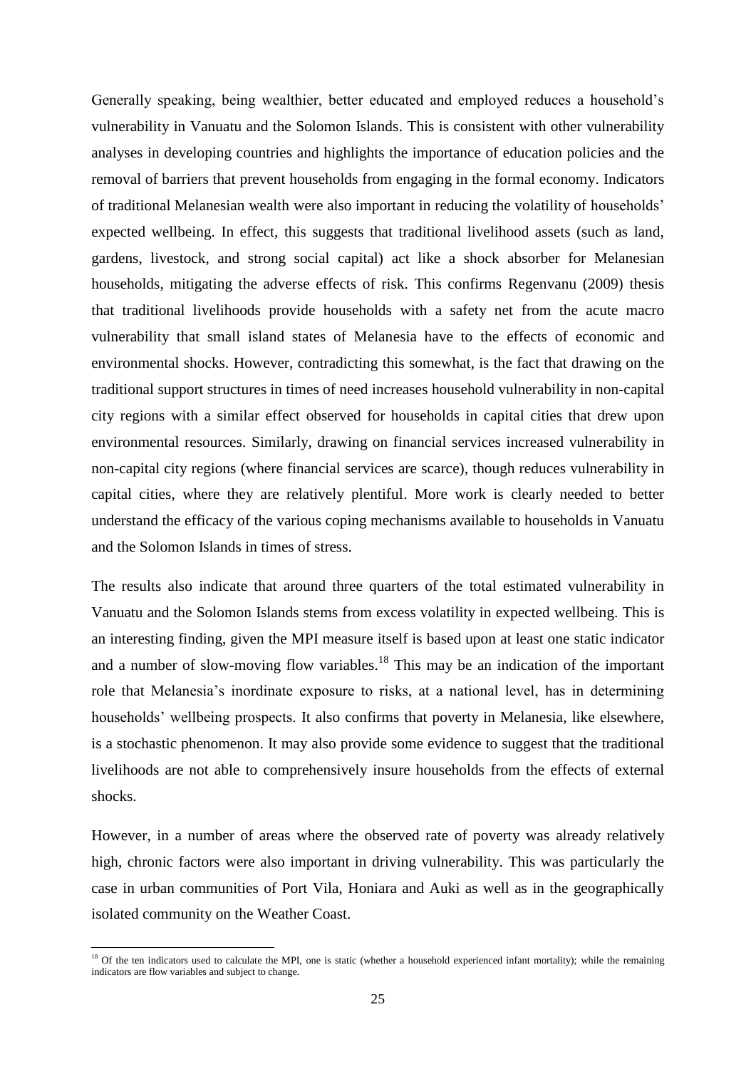Generally speaking, being wealthier, better educated and employed reduces a household's vulnerability in Vanuatu and the Solomon Islands. This is consistent with other vulnerability analyses in developing countries and highlights the importance of education policies and the removal of barriers that prevent households from engaging in the formal economy. Indicators of traditional Melanesian wealth were also important in reducing the volatility of households' expected wellbeing. In effect, this suggests that traditional livelihood assets (such as land, gardens, livestock, and strong social capital) act like a shock absorber for Melanesian households, mitigating the adverse effects of risk. This confirms Regenvanu (2009) thesis that traditional livelihoods provide households with a safety net from the acute macro vulnerability that small island states of Melanesia have to the effects of economic and environmental shocks. However, contradicting this somewhat, is the fact that drawing on the traditional support structures in times of need increases household vulnerability in non-capital city regions with a similar effect observed for households in capital cities that drew upon environmental resources. Similarly, drawing on financial services increased vulnerability in non-capital city regions (where financial services are scarce), though reduces vulnerability in capital cities, where they are relatively plentiful. More work is clearly needed to better understand the efficacy of the various coping mechanisms available to households in Vanuatu and the Solomon Islands in times of stress.

The results also indicate that around three quarters of the total estimated vulnerability in Vanuatu and the Solomon Islands stems from excess volatility in expected wellbeing. This is an interesting finding, given the MPI measure itself is based upon at least one static indicator and a number of slow-moving flow variables.[18] This may be an indication of the important role that Melanesia's inordinate exposure to risks, at a national level, has in determining households' wellbeing prospects. It also confirms that poverty in Melanesia, like elsewhere, is a stochastic phenomenon. It may also provide some evidence to suggest that the traditional livelihoods are not able to comprehensively insure households from the effects of external shocks.

However, in a number of areas where the observed rate of poverty was already relatively high, chronic factors were also important in driving vulnerability. This was particularly the case in urban communities of Port Vila, Honiara and Auki as well as in the geographically isolated community on the Weather Coast.

[18] Of the ten indicators used to calculate the MPI, one is static (whether a household experienced infant mortality); while the remaining indicators are flow variables and subject to change.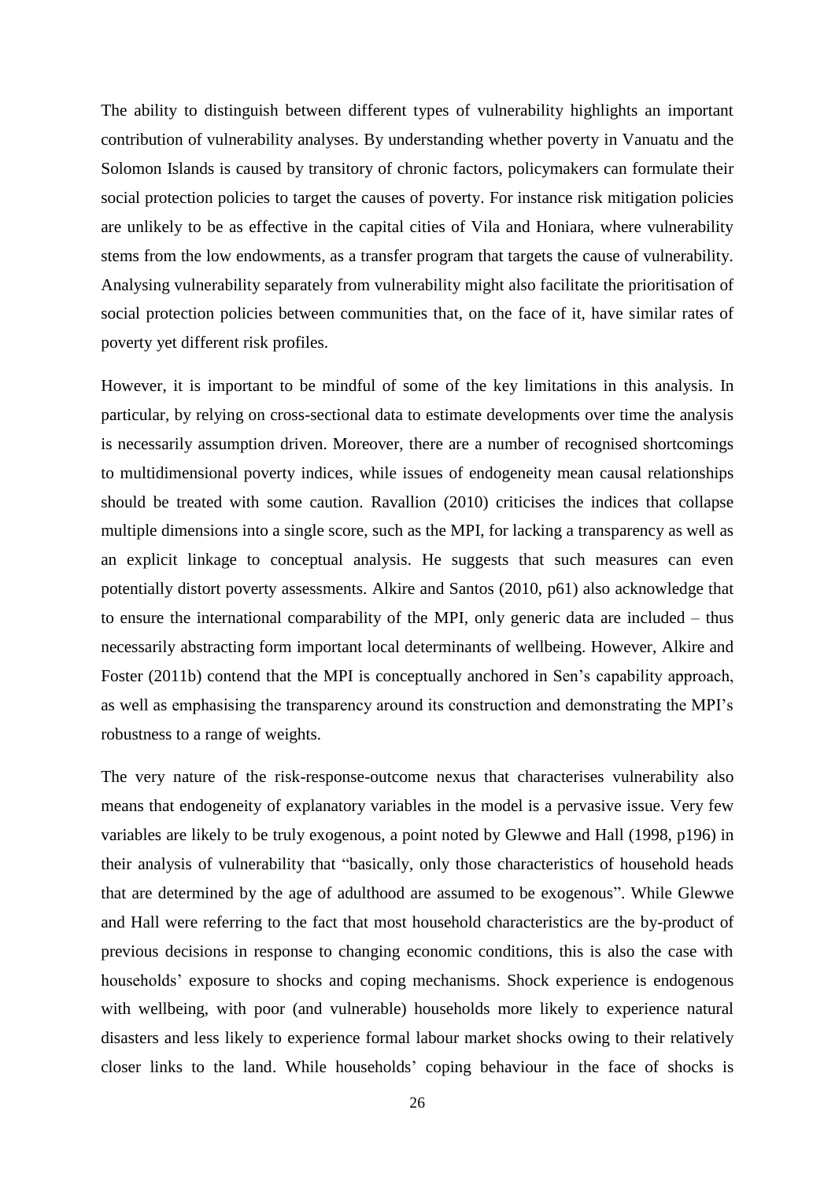The ability to distinguish between different types of vulnerability highlights an important contribution of vulnerability analyses. By understanding whether poverty in Vanuatu and the Solomon Islands is caused by transitory of chronic factors, policymakers can formulate their social protection policies to target the causes of poverty. For instance risk mitigation policies are unlikely to be as effective in the capital cities of Vila and Honiara, where vulnerability stems from the low endowments, as a transfer program that targets the cause of vulnerability. Analysing vulnerability separately from vulnerability might also facilitate the prioritisation of social protection policies between communities that, on the face of it, have similar rates of poverty yet different risk profiles.

However, it is important to be mindful of some of the key limitations in this analysis. In particular, by relying on cross-sectional data to estimate developments over time the analysis is necessarily assumption driven. Moreover, there are a number of recognised shortcomings to multidimensional poverty indices, while issues of endogeneity mean causal relationships should be treated with some caution. Ravallion (2010) criticises the indices that collapse multiple dimensions into a single score, such as the MPI, for lacking a transparency as well as an explicit linkage to conceptual analysis. He suggests that such measures can even potentially distort poverty assessments. Alkire and Santos (2010, p61) also acknowledge that to ensure the international comparability of the MPI, only generic data are included – thus necessarily abstracting form important local determinants of wellbeing. However, Alkire and Foster (2011b) contend that the MPI is conceptually anchored in Sen's capability approach, as well as emphasising the transparency around its construction and demonstrating the MPI's robustness to a range of weights.

The very nature of the risk-response-outcome nexus that characterises vulnerability also means that endogeneity of explanatory variables in the model is a pervasive issue. Very few variables are likely to be truly exogenous, a point noted by Glewwe and Hall (1998, p196) in their analysis of vulnerability that "basically, only those characteristics of household heads that are determined by the age of adulthood are assumed to be exogenous". While Glewwe and Hall were referring to the fact that most household characteristics are the by-product of previous decisions in response to changing economic conditions, this is also the case with households' exposure to shocks and coping mechanisms. Shock experience is endogenous with wellbeing, with poor (and vulnerable) households more likely to experience natural disasters and less likely to experience formal labour market shocks owing to their relatively closer links to the land. While households' coping behaviour in the face of shocks is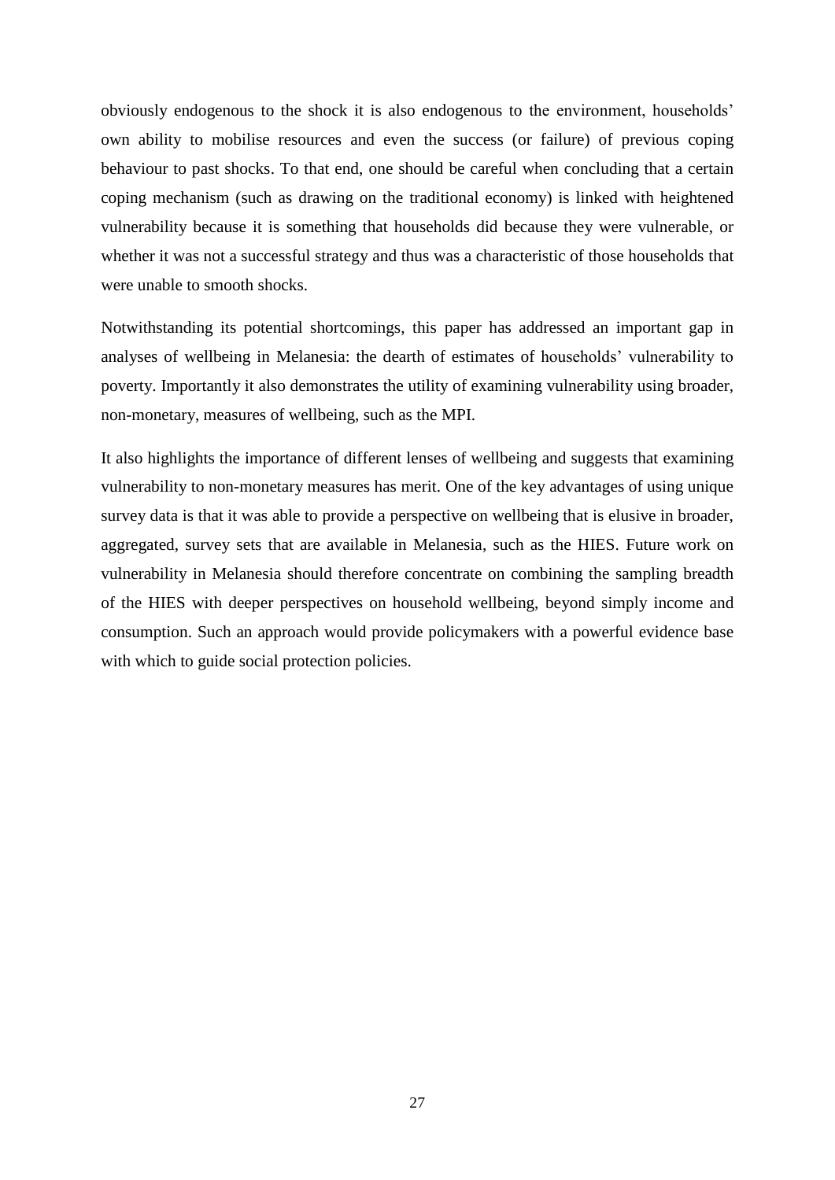obviously endogenous to the shock it is also endogenous to the environment, households' own ability to mobilise resources and even the success (or failure) of previous coping behaviour to past shocks. To that end, one should be careful when concluding that a certain coping mechanism (such as drawing on the traditional economy) is linked with heightened vulnerability because it is something that households did because they were vulnerable, or whether it was not a successful strategy and thus was a characteristic of those households that were unable to smooth shocks.

Notwithstanding its potential shortcomings, this paper has addressed an important gap in analyses of wellbeing in Melanesia: the dearth of estimates of households' vulnerability to poverty. Importantly it also demonstrates the utility of examining vulnerability using broader, non-monetary, measures of wellbeing, such as the MPI.

It also highlights the importance of different lenses of wellbeing and suggests that examining vulnerability to non-monetary measures has merit. One of the key advantages of using unique survey data is that it was able to provide a perspective on wellbeing that is elusive in broader, aggregated, survey sets that are available in Melanesia, such as the HIES. Future work on vulnerability in Melanesia should therefore concentrate on combining the sampling breadth of the HIES with deeper perspectives on household wellbeing, beyond simply income and consumption. Such an approach would provide policymakers with a powerful evidence base with which to guide social protection policies.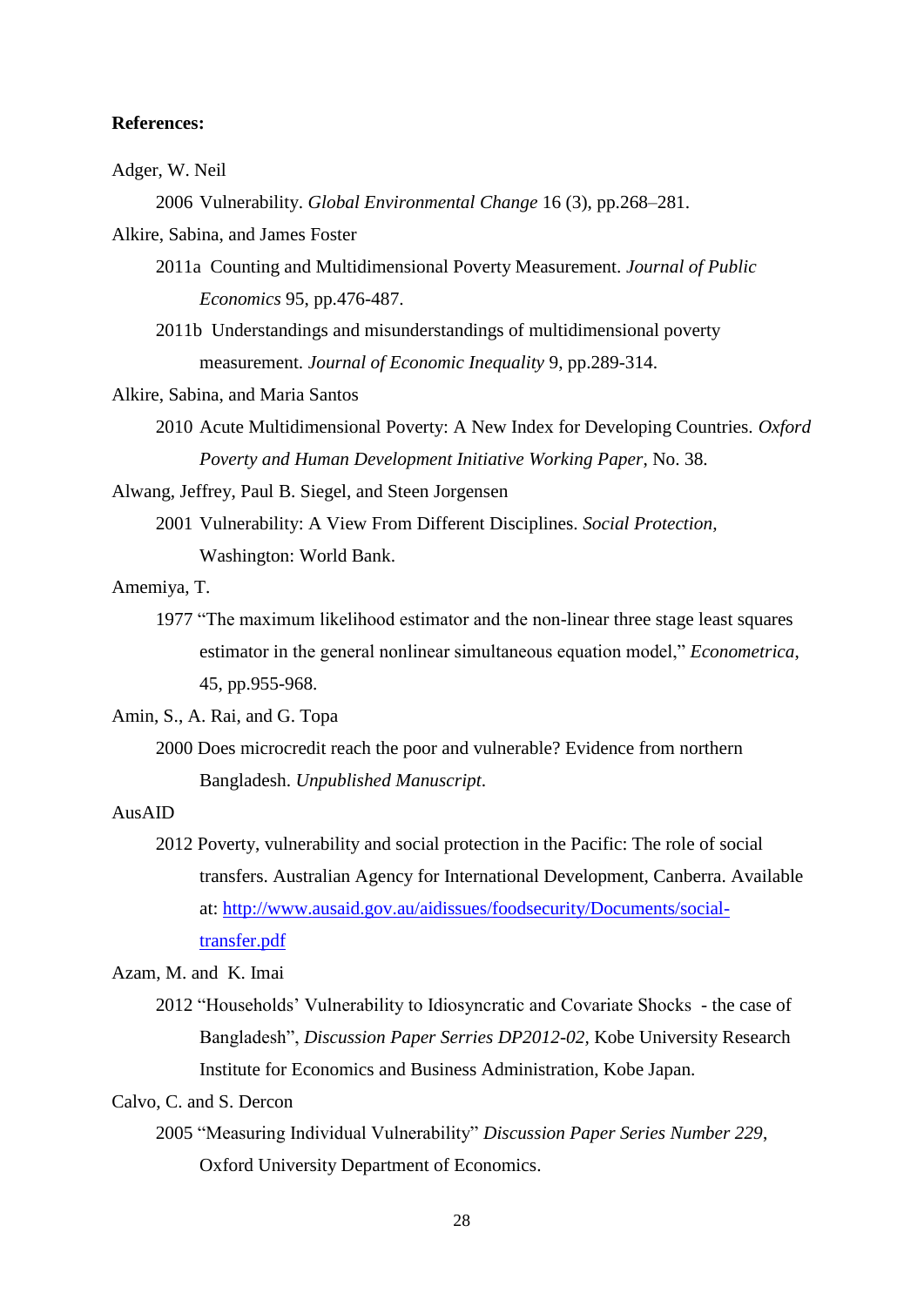**References:**

Adger, W. Neil

2006 Vulnerability. *Global Environmental Change* 16 (3), pp.268–281.

Alkire, Sabina, and James Foster

2011a Counting and Multidimensional Poverty Measurement. *Journal of Public Economics* 95, pp.476-487.

2011b Understandings and misunderstandings of multidimensional poverty measurement. *Journal of Economic Inequality* 9, pp.289-314.

Alkire, Sabina, and Maria Santos

2010 Acute Multidimensional Poverty: A New Index for Developing Countries. *Oxford Poverty and Human Development Initiative Working Paper*, No. 38.

Alwang, Jeffrey, Paul B. Siegel, and Steen Jorgensen

2001 Vulnerability: A View From Different Disciplines. *Social Protection,* Washington: World Bank.

Amemiya, T.

1977 "The maximum likelihood estimator and the non-linear three stage least squares estimator in the general nonlinear simultaneous equation model," *Econometrica*, 45, pp.955-968.

Amin, S., A. Rai, and G. Topa

2000 Does microcredit reach the poor and vulnerable? Evidence from northern Bangladesh. *Unpublished Manuscript*.

AusAID

2012 Poverty, vulnerability and social protection in the Pacific: The role of social transfers. Australian Agency for International Development, Canberra. Available at: [http://www.ausaid.gov.au/aidissues/foodsecurity/Documents/social-transfer.pdf](http://www.ausaid.gov.au/aidissues/foodsecurity/Documents/social-transfer.pdf)

Azam, M. and K. Imai

2012 "Households' Vulnerability to Idiosyncratic and Covariate Shocks - the case of Bangladesh", *Discussion Paper Serries DP2012-02*, Kobe University Research Institute for Economics and Business Administration, Kobe Japan.

Calvo, C. and S. Dercon

2005 "Measuring Individual Vulnerability" *Discussion Paper Series Number 229*, Oxford University Department of Economics.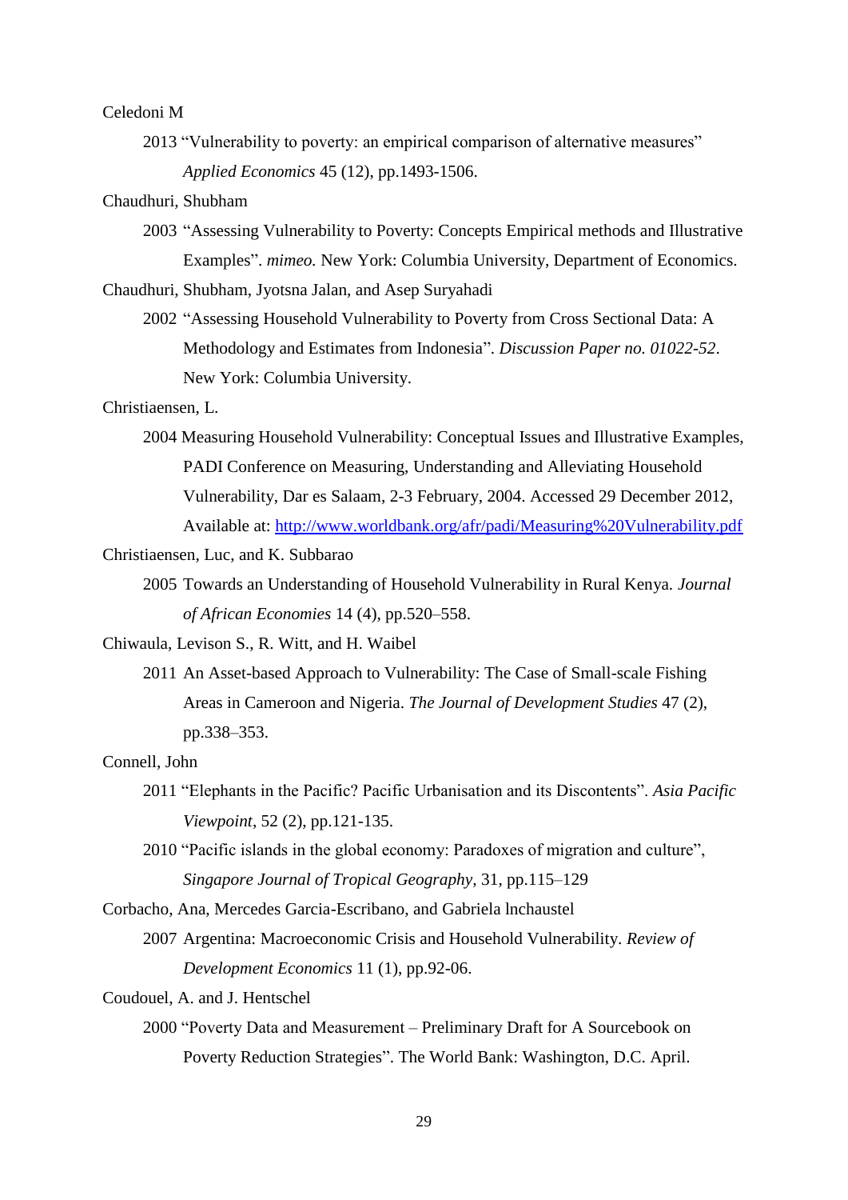Celedoni M

2013 "Vulnerability to poverty: an empirical comparison of alternative measures" *Applied Economics* 45 (12), pp.1493-1506.

Chaudhuri, Shubham

2003 "Assessing Vulnerability to Poverty: Concepts Empirical methods and Illustrative Examples". *mimeo.* New York: Columbia University, Department of Economics.

Chaudhuri, Shubham, Jyotsna Jalan, and Asep Suryahadi

2002 "Assessing Household Vulnerability to Poverty from Cross Sectional Data: A Methodology and Estimates from Indonesia". *Discussion Paper no. 01022-52*. New York: Columbia University.

Christiaensen, L.

2004 Measuring Household Vulnerability: Conceptual Issues and Illustrative Examples, PADI Conference on Measuring, Understanding and Alleviating Household Vulnerability, Dar es Salaam, 2-3 February, 2004. Accessed 29 December 2012, Available at: [http://www.worldbank.org/afr/padi/Measuring%20Vulnerability.pdf](http://www.worldbank.org/afr/padi/Measuring%20Vulnerability.pdf)

Christiaensen, Luc, and K. Subbarao

2005 Towards an Understanding of Household Vulnerability in Rural Kenya. *Journal of African Economies* 14 (4), pp.520–558.

Chiwaula, Levison S., R. Witt, and H. Waibel

2011 An Asset-based Approach to Vulnerability: The Case of Small-scale Fishing Areas in Cameroon and Nigeria. *The Journal of Development Studies* 47 (2), pp.338–353.

Connell, John

2011 "Elephants in the Pacific? Pacific Urbanisation and its Discontents". *Asia Pacific Viewpoint*, 52 (2), pp.121-135.

2010 "Pacific islands in the global economy: Paradoxes of migration and culture", *Singapore Journal of Tropical Geography*, 31, pp.115–129

Corbacho, Ana, Mercedes Garcia-Escribano, and Gabriela lnchaustel

2007 Argentina: Macroeconomic Crisis and Household Vulnerability. *Review of Development Economics* 11 (1), pp.92-06.

Coudouel, A. and J. Hentschel

2000 "Poverty Data and Measurement – Preliminary Draft for A Sourcebook on Poverty Reduction Strategies". The World Bank: Washington, D.C. April.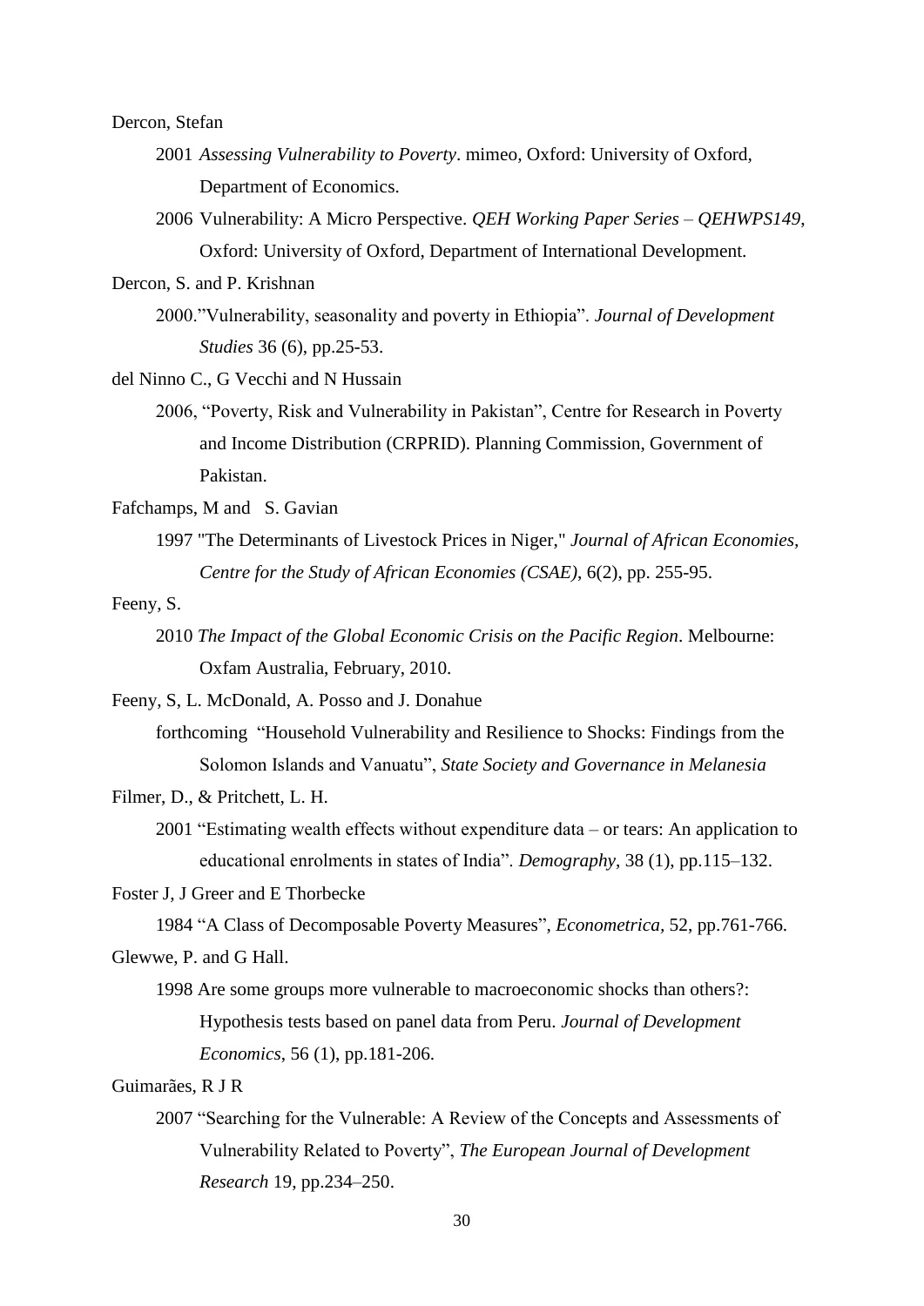Dercon, Stefan

2001 *Assessing Vulnerability to Poverty*. mimeo, Oxford: University of Oxford, Department of Economics.

2006 Vulnerability: A Micro Perspective. *QEH Working Paper Series – QEHWPS149*, Oxford: University of Oxford, Department of International Development.

Dercon, S. and P. Krishnan

2000."Vulnerability, seasonality and poverty in Ethiopia". *Journal of Development Studies* 36 (6), pp.25-53.

del Ninno C., G Vecchi and N Hussain

2006, "Poverty, Risk and Vulnerability in Pakistan", Centre for Research in Poverty and Income Distribution (CRPRID). Planning Commission, Government of Pakistan.

Fafchamps, M and S. Gavian

1997 "The Determinants of Livestock Prices in Niger," *Journal of African Economies, Centre for the Study of African Economies (CSAE)*, 6(2), pp. 255-95.

Feeny, S.

2010 *The Impact of the Global Economic Crisis on the Pacific Region*. Melbourne: Oxfam Australia, February, 2010.

Feeny, S, L. McDonald, A. Posso and J. Donahue

forthcoming "Household Vulnerability and Resilience to Shocks: Findings from the Solomon Islands and Vanuatu", *State Society and Governance in Melanesia*

Filmer, D., & Pritchett, L. H.

2001 "Estimating wealth effects without expenditure data – or tears: An application to educational enrolments in states of India". *Demography*, 38 (1), pp.115–132.

Foster J, J Greer and E Thorbecke

1984 "A Class of Decomposable Poverty Measures", *Econometrica,* 52, pp.761-766.

Glewwe, P. and G Hall.

1998 Are some groups more vulnerable to macroeconomic shocks than others?: Hypothesis tests based on panel data from Peru. *Journal of Development Economics*, 56 (1), pp.181-206.

Guimarães, R J R

2007 "Searching for the Vulnerable: A Review of the Concepts and Assessments of Vulnerability Related to Poverty", *The European Journal of Development Research* 19, pp.234–250.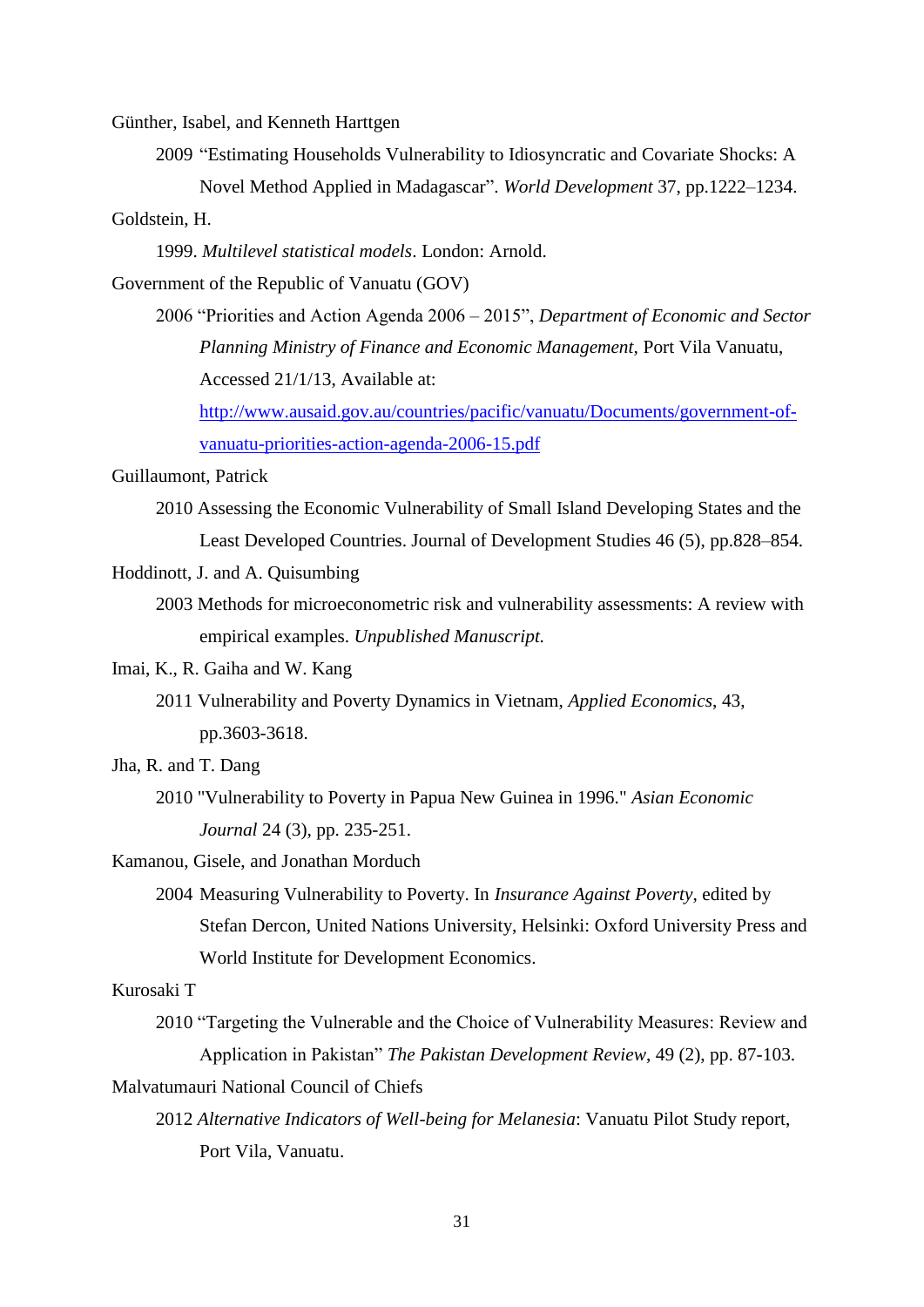Günther, Isabel, and Kenneth Harttgen

2009 "Estimating Households Vulnerability to Idiosyncratic and Covariate Shocks: A Novel Method Applied in Madagascar". *World Development* 37, pp.1222–1234.

Goldstein, H.

1999. *Multilevel statistical models*. London: Arnold.

Government of the Republic of Vanuatu (GOV)

2006 "Priorities and Action Agenda 2006 – 2015", *Department of Economic and Sector Planning Ministry of Finance and Economic Management*, Port Vila Vanuatu, Accessed 21/1/13, Available at: [http://www.ausaid.gov.au/countries/pacific/vanuatu/Documents/government-of-vanuatu-priorities-action-agenda-2006-15.pdf](http://www.ausaid.gov.au/countries/pacific/vanuatu/Documents/government-of-vanuatu-priorities-action-agenda-2006-15.pdf)

Guillaumont, Patrick

2010 Assessing the Economic Vulnerability of Small Island Developing States and the Least Developed Countries. Journal of Development Studies 46 (5), pp.828–854.

Hoddinott, J. and A. Quisumbing

2003 Methods for microeconometric risk and vulnerability assessments: A review with empirical examples. *Unpublished Manuscript.*

Imai, K., R. Gaiha and W. Kang

2011 Vulnerability and Poverty Dynamics in Vietnam, *Applied Economics*, 43, pp.3603-3618.

Jha, R. and T. Dang

2010 "Vulnerability to Poverty in Papua New Guinea in 1996." *Asian Economic Journal* 24 (3), pp. 235-251.

Kamanou, Gisele, and Jonathan Morduch

2004 Measuring Vulnerability to Poverty. In *Insurance Against Poverty*, edited by Stefan Dercon, United Nations University, Helsinki: Oxford University Press and World Institute for Development Economics.

Kurosaki T

2010 "Targeting the Vulnerable and the Choice of Vulnerability Measures: Review and Application in Pakistan" *The Pakistan Development Review*, 49 (2), pp. 87-103.

Malvatumauri National Council of Chiefs

2012 *Alternative Indicators of Well-being for Melanesia*: Vanuatu Pilot Study report, Port Vila, Vanuatu.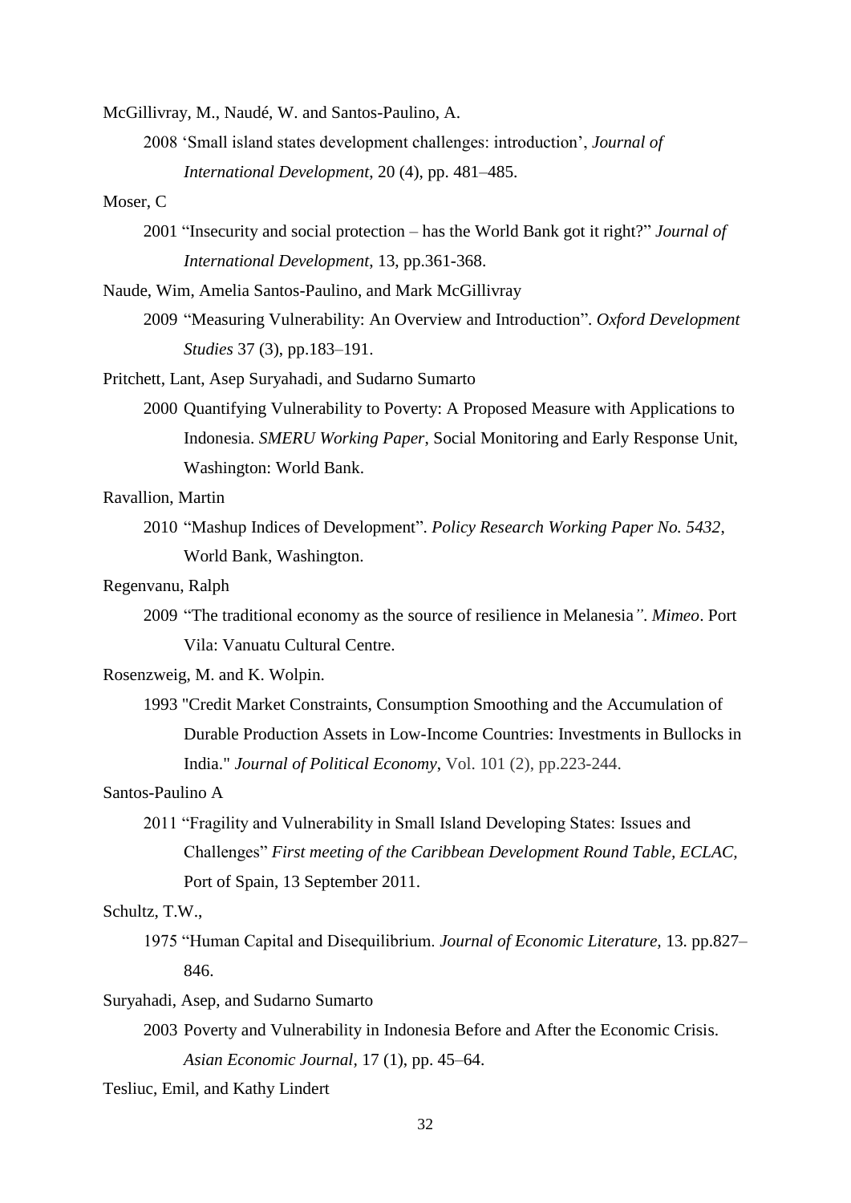McGillivray, M., Naudé, W. and Santos-Paulino, A.

2008 'Small island states development challenges: introduction', *Journal of International Development*, 20 (4), pp. 481–485.

Moser, C

2001 "Insecurity and social protection – has the World Bank got it right?" *Journal of International Development*, 13, pp.361-368.

Naude, Wim, Amelia Santos-Paulino, and Mark McGillivray

2009 "Measuring Vulnerability: An Overview and Introduction". *Oxford Development Studies* 37 (3), pp.183–191.

Pritchett, Lant, Asep Suryahadi, and Sudarno Sumarto

2000 Quantifying Vulnerability to Poverty: A Proposed Measure with Applications to Indonesia. *SMERU Working Paper*, Social Monitoring and Early Response Unit, Washington: World Bank.

Ravallion, Martin

2010 "Mashup Indices of Development". *Policy Research Working Paper No. 5432*, World Bank, Washington.

Regenvanu, Ralph

2009 "The traditional economy as the source of resilience in Melanesia*"*. *Mimeo*. Port Vila: Vanuatu Cultural Centre.

Rosenzweig, M. and K. Wolpin.

1993 "Credit Market Constraints, Consumption Smoothing and the Accumulation of Durable Production Assets in Low-Income Countries: Investments in Bullocks in India." *Journal of Political Economy*, Vol. 101 (2), pp.223-244.

Santos-Paulino A

2011 "Fragility and Vulnerability in Small Island Developing States: Issues and Challenges" *First meeting of the Caribbean Development Round Table, ECLAC,* Port of Spain, 13 September 2011.

Schultz, T.W.,

1975 "Human Capital and Disequilibrium. *Journal of Economic Literature,* 13. pp.827–846.

Suryahadi, Asep, and Sudarno Sumarto

2003 Poverty and Vulnerability in Indonesia Before and After the Economic Crisis. *Asian Economic Journal*, 17 (1), pp. 45–64.

Tesliuc, Emil, and Kathy Lindert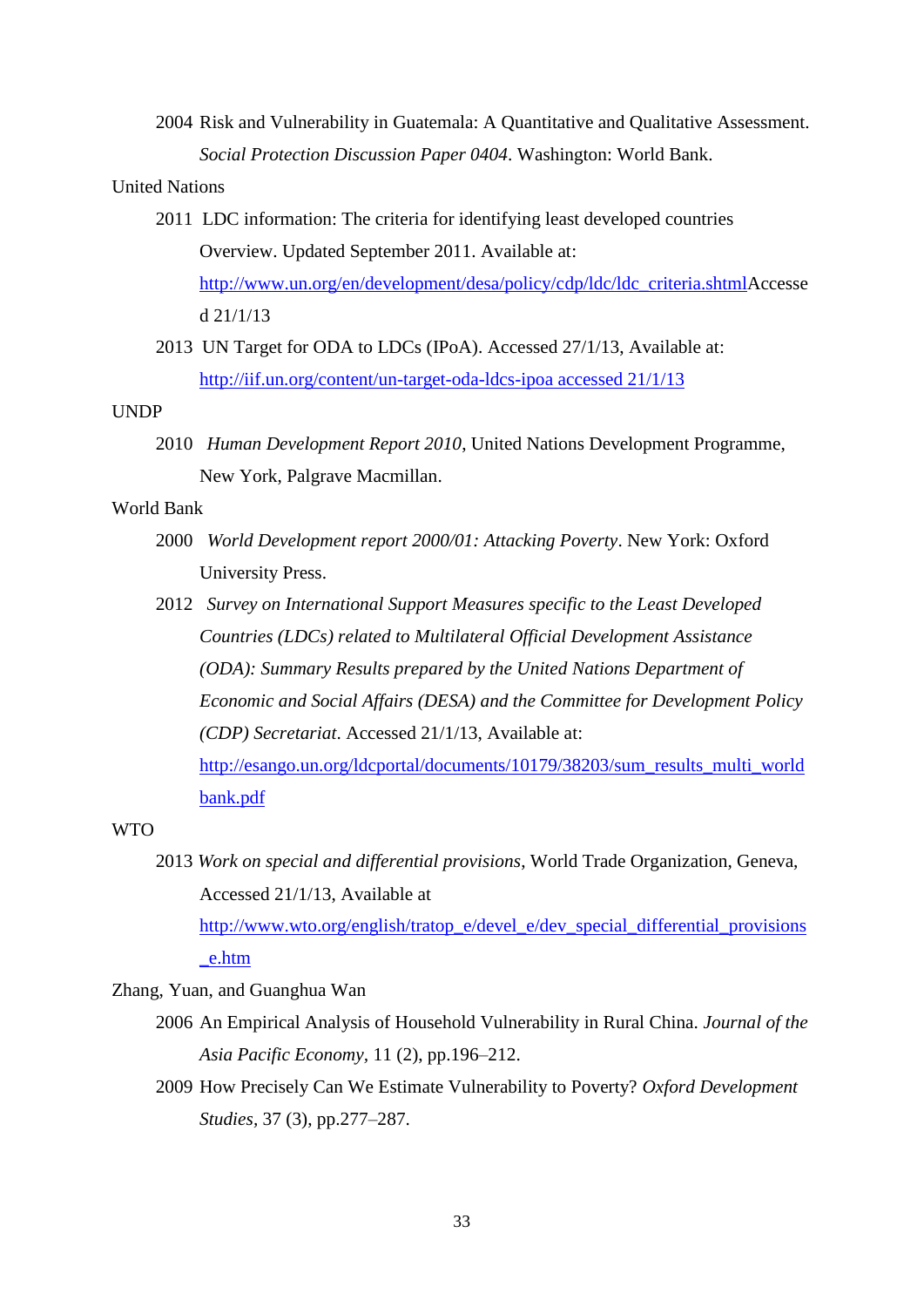2004 Risk and Vulnerability in Guatemala: A Quantitative and Qualitative Assessment. *Social Protection Discussion Paper 0404*. Washington: World Bank.

United Nations

2011 LDC information: The criteria for identifying least developed countries Overview. Updated September 2011. Available at: http://www.un.org/en/development/desa/policy/cdp/ldc/ldc_criteria.shtmlAccessed 21/1/13

2013 UN Target for ODA to LDCs (IPoA). Accessed 27/1/13, Available at: http://iif.un.org/content/un-target-oda-ldcs-ipoa accessed 21/1/13

UNDP

2010 *Human Development Report 2010*, United Nations Development Programme, New York, Palgrave Macmillan.

World Bank

2000 *World Development report 2000/01: Attacking Poverty*. New York: Oxford University Press.

2012 *Survey on International Support Measures specific to the Least Developed Countries (LDCs) related to Multilateral Official Development Assistance (ODA): Summary Results prepared by the United Nations Department of Economic and Social Affairs (DESA) and the Committee for Development Policy (CDP) Secretariat*. Accessed 21/1/13, Available at: http://esango.un.org/ldcportal/documents/10179/38203/sum_results_multi_worldbank.pdf

WTO

2013 *Work on special and differential provisions*, World Trade Organization, Geneva, Accessed 21/1/13, Available at http://www.wto.org/english/tratop_e/devel_e/dev_special_differential_provisions_e.htm

Zhang, Yuan, and Guanghua Wan

2006 An Empirical Analysis of Household Vulnerability in Rural China. *Journal of the Asia Pacific Economy*, 11 (2), pp.196–212.

2009 How Precisely Can We Estimate Vulnerability to Poverty? *Oxford Development Studies*, 37 (3), pp.277–287.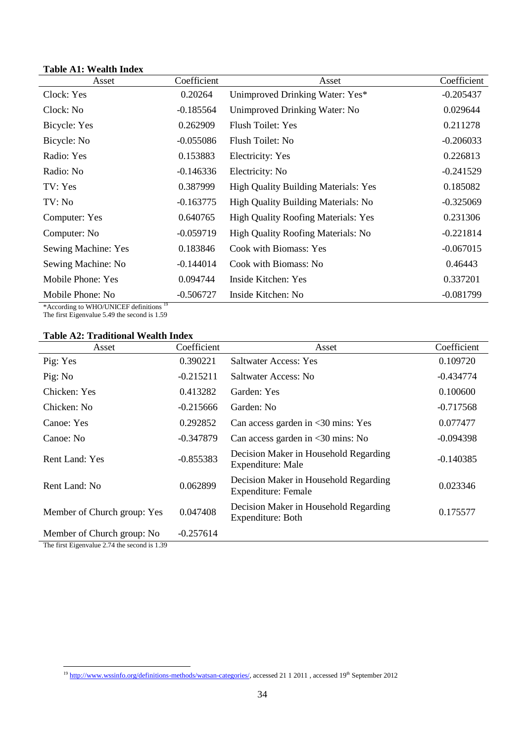**Table A1: Wealth Index**

| Asset | Coefficient | Asset | Coefficient |
|---|---|---|---|
| Clock: Yes | 0.20264 | Unimproved Drinking Water: Yes* | -0.205437 |
| Clock: No | -0.185564 | Unimproved Drinking Water: No | 0.029644 |
| Bicycle: Yes | 0.262909 | Flush Toilet: Yes | 0.211278 |
| Bicycle: No | -0.055086 | Flush Toilet: No | -0.206033 |
| Radio: Yes | 0.153883 | Electricity: Yes | 0.226813 |
| Radio: No | -0.146336 | Electricity: No | -0.241529 |
| TV: Yes | 0.387999 | High Quality Building Materials: Yes | 0.185082 |
| TV: No | -0.163775 | High Quality Building Materials: No | -0.325069 |
| Computer: Yes | 0.640765 | High Quality Roofing Materials: Yes | 0.231306 |
| Computer: No | -0.059719 | High Quality Roofing Materials: No | -0.221814 |
| Sewing Machine: Yes | 0.183846 | Cook with Biomass: Yes | -0.067015 |
| Sewing Machine: No | -0.144014 | Cook with Biomass: No | 0.46443 |
| Mobile Phone: Yes | 0.094744 | Inside Kitchen: Yes | 0.337201 |
| Mobile Phone: No | -0.506727 | Inside Kitchen: No | -0.081799 |

*According to WHO/UNICEF definitions [19]
The first Eigenvalue 5.49 the second is 1.59

**Table A2: Traditional Wealth Index**

| Asset | Coefficient | Asset | Coefficient |
|---|---|---|---|
| Pig: Yes | 0.390221 | Saltwater Access: Yes | 0.109720 |
| Pig: No | -0.215211 | Saltwater Access: No | -0.434774 |
| Chicken: Yes | 0.413282 | Garden: Yes | 0.100600 |
| Chicken: No | -0.215666 | Garden: No | -0.717568 |
| Canoe: Yes | 0.292852 | Can access garden in <30 mins: Yes | 0.077477 |
| Canoe: No | -0.347879 | Can access garden in <30 mins: No | -0.094398 |
| Rent Land: Yes | -0.855383 | Decision Maker in Household Regarding Expenditure: Male | -0.140385 |
| Rent Land: No | 0.062899 | Decision Maker in Household Regarding Expenditure: Female | 0.023346 |
| Member of Church group: Yes | 0.047408 | Decision Maker in Household Regarding Expenditure: Both | 0.175577 |
| Member of Church group: No | -0.257614 | | |

The first Eigenvalue 2.74 the second is 1.39

[19] http://www.wssinfo.org/definitions-methods/watsan-categories/, accessed 21 1 2011 , accessed 19th September 2012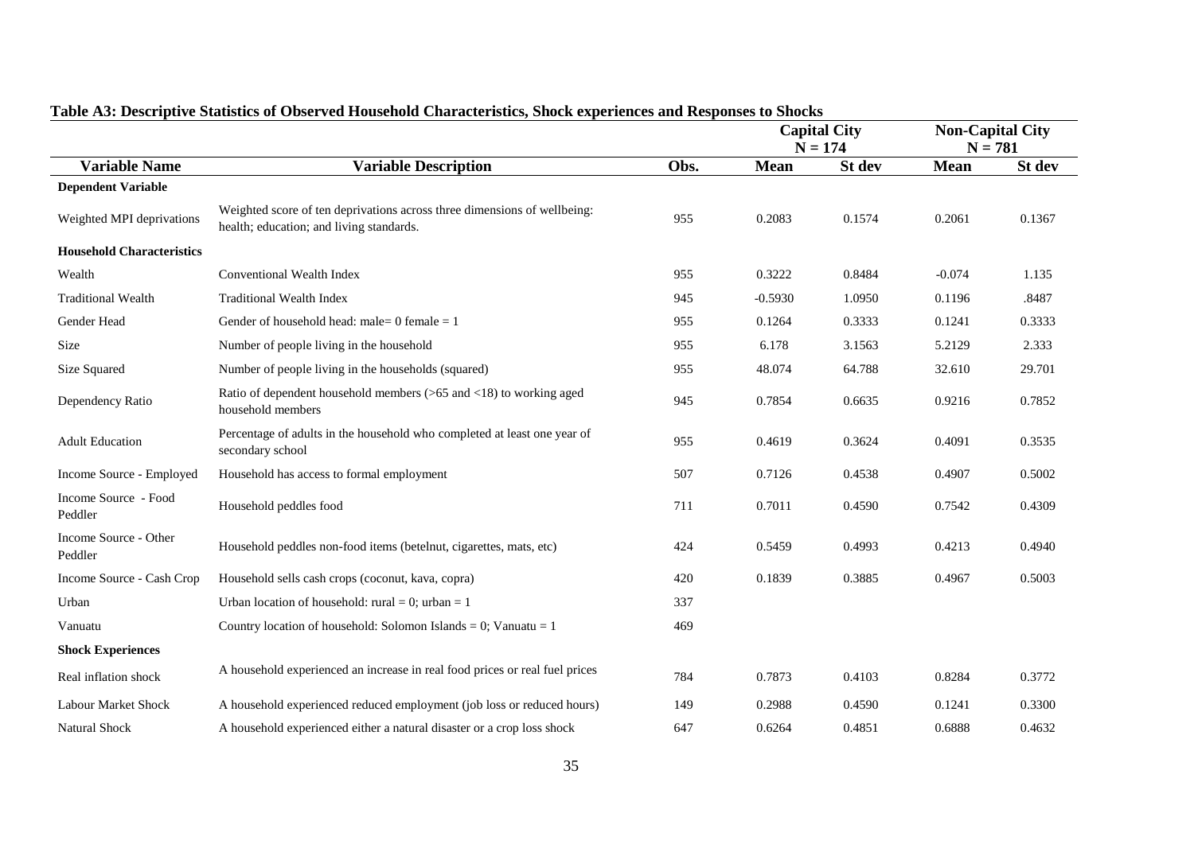**Table A3: Descriptive Statistics of Observed Household Characteristics, Shock experiences and Responses to Shocks**

| | | | Capital City N = 174 | | Non-Capital City N = 781 | |
|---|---|---|---|---|---|---|
| **Variable Name** | **Variable Description** | **Obs.** | **Mean** | **St dev** | **Mean** | **St dev** |
| **Dependent Variable** | | | | | | |
| Weighted MPI deprivations | Weighted score of ten deprivations across three dimensions of wellbeing: health; education; and living standards. | 955 | 0.2083 | 0.1574 | 0.2061 | 0.1367 |
| **Household Characteristics** | | | | | | |
| Wealth | Conventional Wealth Index | 955 | 0.3222 | 0.8484 | -0.074 | 1.135 |
| Traditional Wealth | Traditional Wealth Index | 945 | -0.5930 | 1.0950 | 0.1196 | .8487 |
| Gender Head | Gender of household head: male= 0 female = 1 | 955 | 0.1264 | 0.3333 | 0.1241 | 0.3333 |
| Size | Number of people living in the household | 955 | 6.178 | 3.1563 | 5.2129 | 2.333 |
| Size Squared | Number of people living in the households (squared) | 955 | 48.074 | 64.788 | 32.610 | 29.701 |
| Dependency Ratio | Ratio of dependent household members (>65 and <18) to working aged household members | 945 | 0.7854 | 0.6635 | 0.9216 | 0.7852 |
| Adult Education | Percentage of adults in the household who completed at least one year of secondary school | 955 | 0.4619 | 0.3624 | 0.4091 | 0.3535 |
| Income Source - Employed | Household has access to formal employment | 507 | 0.7126 | 0.4538 | 0.4907 | 0.5002 |
| Income Source - Food Peddler | Household peddles food | 711 | 0.7011 | 0.4590 | 0.7542 | 0.4309 |
| Income Source - Other Peddler | Household peddles non-food items (betelnut, cigarettes, mats, etc) | 424 | 0.5459 | 0.4993 | 0.4213 | 0.4940 |
| Income Source - Cash Crop | Household sells cash crops (coconut, kava, copra) | 420 | 0.1839 | 0.3885 | 0.4967 | 0.5003 |
| Urban | Urban location of household: rural = 0; urban = 1 | 337 | | | | |
| Vanuatu | Country location of household: Solomon Islands = 0; Vanuatu = 1 | 469 | | | | |
| **Shock Experiences** | | | | | | |
| Real inflation shock | A household experienced an increase in real food prices or real fuel prices | 784 | 0.7873 | 0.4103 | 0.8284 | 0.3772 |
| Labour Market Shock | A household experienced reduced employment (job loss or reduced hours) | 149 | 0.2988 | 0.4590 | 0.1241 | 0.3300 |
| Natural Shock | A household experienced either a natural disaster or a crop loss shock | 647 | 0.6264 | 0.4851 | 0.6888 | 0.4632 |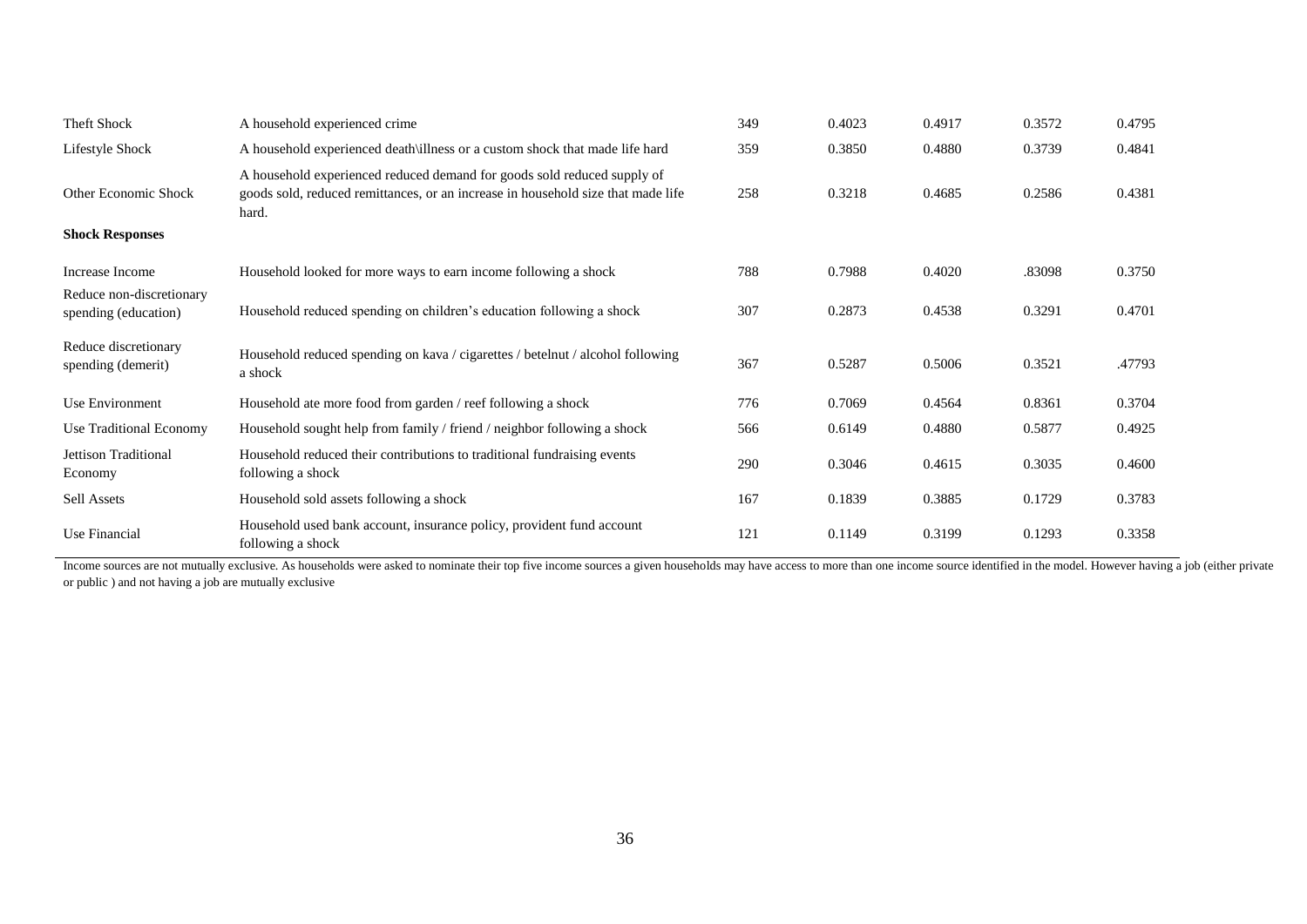| | | | | | | |
|---|---|---|---|---|---|---|
| Theft Shock | A household experienced crime | 349 | 0.4023 | 0.4917 | 0.3572 | 0.4795 |
| Lifestyle Shock | A household experienced death\illness or a custom shock that made life hard | 359 | 0.3850 | 0.4880 | 0.3739 | 0.4841 |
| Other Economic Shock | A household experienced reduced demand for goods sold reduced supply of goods sold, reduced remittances, or an increase in household size that made life hard. | 258 | 0.3218 | 0.4685 | 0.2586 | 0.4381 |
| **Shock Responses** | | | | | | |
| Increase Income | Household looked for more ways to earn income following a shock | 788 | 0.7988 | 0.4020 | .83098 | 0.3750 |
| Reduce non-discretionary spending (education) | Household reduced spending on children's education following a shock | 307 | 0.2873 | 0.4538 | 0.3291 | 0.4701 |
| Reduce discretionary spending (demerit) | Household reduced spending on kava / cigarettes / betelnut / alcohol following a shock | 367 | 0.5287 | 0.5006 | 0.3521 | .47793 |
| Use Environment | Household ate more food from garden / reef following a shock | 776 | 0.7069 | 0.4564 | 0.8361 | 0.3704 |
| Use Traditional Economy | Household sought help from family / friend / neighbor following a shock | 566 | 0.6149 | 0.4880 | 0.5877 | 0.4925 |
| Jettison Traditional Economy | Household reduced their contributions to traditional fundraising events following a shock | 290 | 0.3046 | 0.4615 | 0.3035 | 0.4600 |
| Sell Assets | Household sold assets following a shock | 167 | 0.1839 | 0.3885 | 0.1729 | 0.3783 |
| Use Financial | Household used bank account, insurance policy, provident fund account following a shock | 121 | 0.1149 | 0.3199 | 0.1293 | 0.3358 |

Income sources are not mutually exclusive. As households were asked to nominate their top five income sources a given households may have access to more than one income source identified in the model. However having a job (either private or public ) and not having a job are mutually exclusive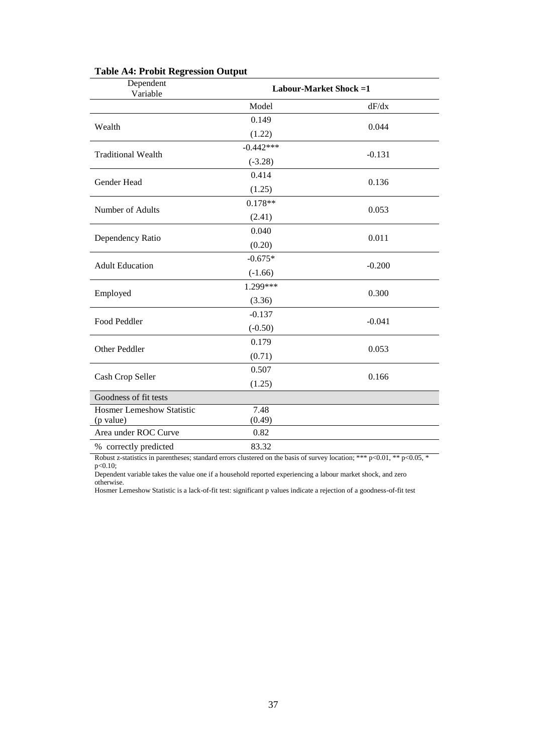**Table A4: Probit Regression Output**

| Dependent Variable | Labour-Market Shock =1 | |
|---|---|---|
| | Model | dF/dx |
| Wealth | 0.149<br>(1.22) | 0.044 |
| Traditional Wealth | -0.442***<br>(-3.28) | -0.131 |
| Gender Head | 0.414<br>(1.25) | 0.136 |
| Number of Adults | 0.178**<br>(2.41) | 0.053 |
| Dependency Ratio | 0.040<br>(0.20) | 0.011 |
| Adult Education | -0.675*<br>(-1.66) | -0.200 |
| Employed | 1.299***<br>(3.36) | 0.300 |
| Food Peddler | -0.137<br>(-0.50) | -0.041 |
| Other Peddler | 0.179<br>(0.71) | 0.053 |
| Cash Crop Seller | 0.507<br>(1.25) | 0.166 |
| Goodness of fit tests | | |
| Hosmer Lemeshow Statistic<br>(p value) | 7.48<br>(0.49) | |
| Area under ROC Curve | 0.82 | |
| % correctly predicted | 83.32 | |

Robust z-statistics in parentheses; standard errors clustered on the basis of survey location; *** p<0.01, ** p<0.05, * p<0.10;

Dependent variable takes the value one if a household reported experiencing a labour market shock, and zero otherwise.

Hosmer Lemeshow Statistic is a lack-of-fit test: significant p values indicate a rejection of a goodness-of-fit test